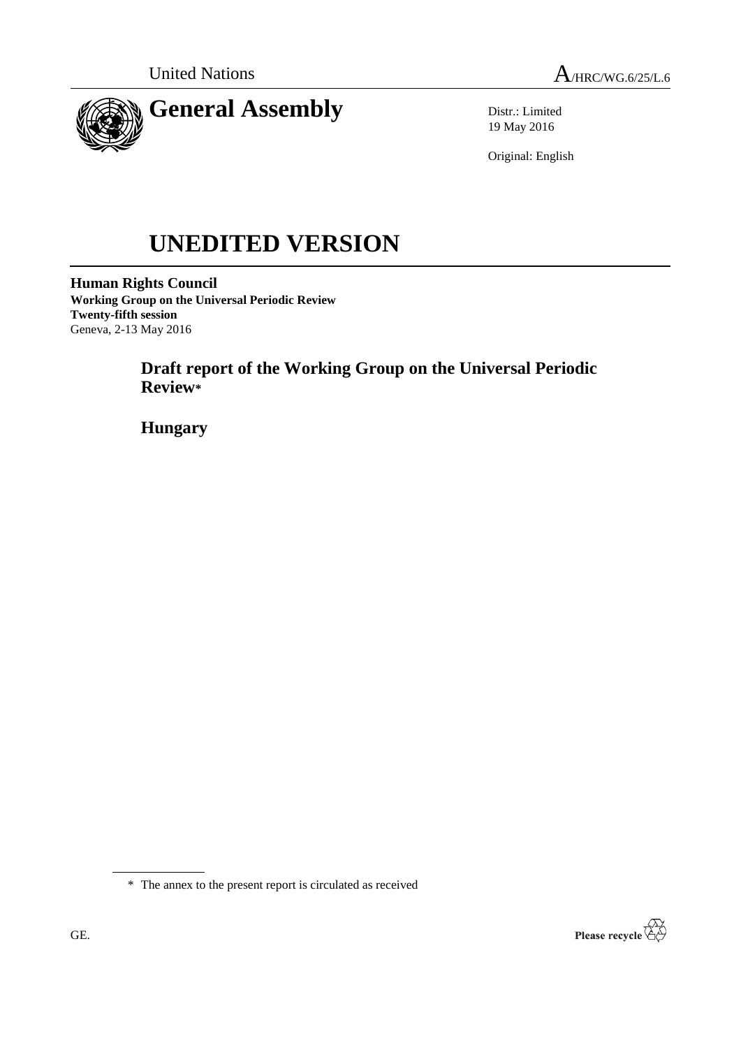United Nations A/HRC/WG.6/25/L.6

# General Assembly

Distr.: Limited
19 May 2016

Original: English

# UNEDITED VERSION

**Human Rights Council**
**Working Group on the Universal Periodic Review**
**Twenty-fifth session**
Geneva, 2-13 May 2016

## Draft report of the Working Group on the Universal Periodic Review*

## Hungary

\* The annex to the present report is circulated as received

GE.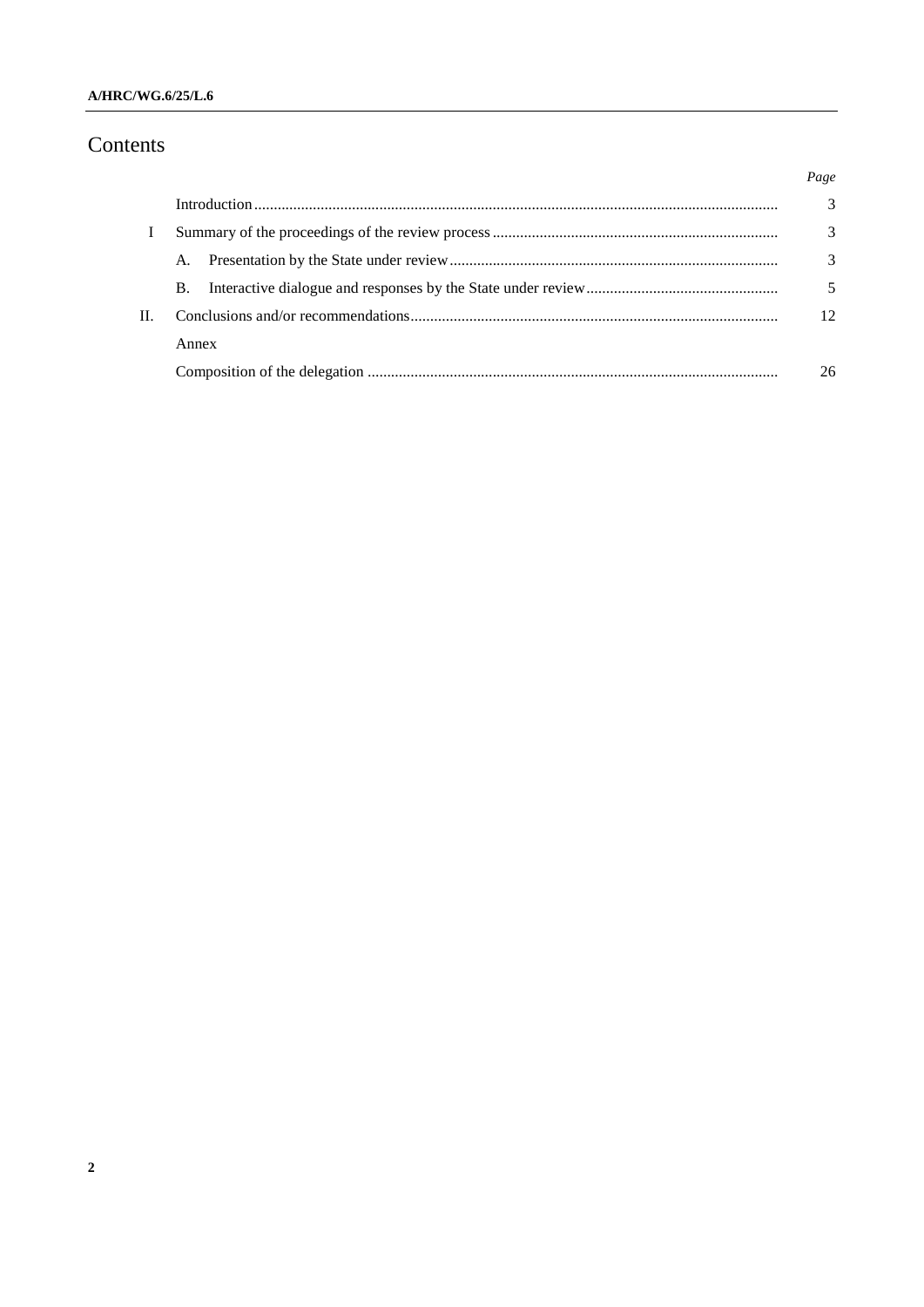# Contents

| | | Page |
|---|---|---|
| | Introduction | 3 |
| I | Summary of the proceedings of the review process | 3 |
| | A. Presentation by the State under review | 3 |
| | B. Interactive dialogue and responses by the State under review | 5 |
| II. | Conclusions and/or recommendations | 12 |
| | Annex | |
| | Composition of the delegation | 26 |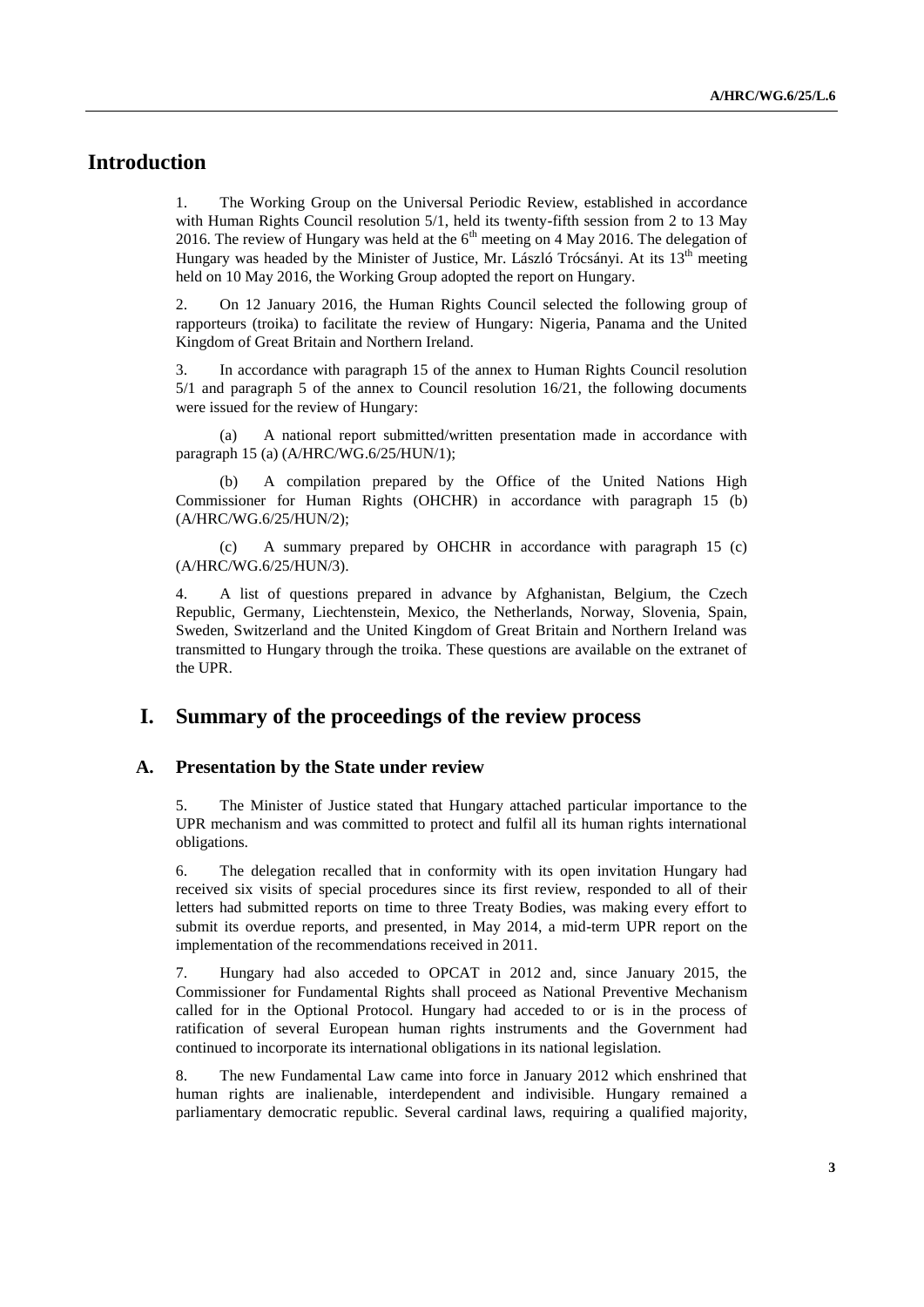# Introduction

1. The Working Group on the Universal Periodic Review, established in accordance with Human Rights Council resolution 5/1, held its twenty-fifth session from 2 to 13 May 2016. The review of Hungary was held at the 6th meeting on 4 May 2016. The delegation of Hungary was headed by the Minister of Justice, Mr. László Trócsányi. At its 13th meeting held on 10 May 2016, the Working Group adopted the report on Hungary.

2. On 12 January 2016, the Human Rights Council selected the following group of rapporteurs (troika) to facilitate the review of Hungary: Nigeria, Panama and the United Kingdom of Great Britain and Northern Ireland.

3. In accordance with paragraph 15 of the annex to Human Rights Council resolution 5/1 and paragraph 5 of the annex to Council resolution 16/21, the following documents were issued for the review of Hungary:

(a) A national report submitted/written presentation made in accordance with paragraph 15 (a) (A/HRC/WG.6/25/HUN/1);

(b) A compilation prepared by the Office of the United Nations High Commissioner for Human Rights (OHCHR) in accordance with paragraph 15 (b) (A/HRC/WG.6/25/HUN/2);

(c) A summary prepared by OHCHR in accordance with paragraph 15 (c) (A/HRC/WG.6/25/HUN/3).

4. A list of questions prepared in advance by Afghanistan, Belgium, the Czech Republic, Germany, Liechtenstein, Mexico, the Netherlands, Norway, Slovenia, Spain, Sweden, Switzerland and the United Kingdom of Great Britain and Northern Ireland was transmitted to Hungary through the troika. These questions are available on the extranet of the UPR.

# I. Summary of the proceedings of the review process

## A. Presentation by the State under review

5. The Minister of Justice stated that Hungary attached particular importance to the UPR mechanism and was committed to protect and fulfil all its human rights international obligations.

6. The delegation recalled that in conformity with its open invitation Hungary had received six visits of special procedures since its first review, responded to all of their letters had submitted reports on time to three Treaty Bodies, was making every effort to submit its overdue reports, and presented, in May 2014, a mid-term UPR report on the implementation of the recommendations received in 2011.

7. Hungary had also acceded to OPCAT in 2012 and, since January 2015, the Commissioner for Fundamental Rights shall proceed as National Preventive Mechanism called for in the Optional Protocol. Hungary had acceded to or is in the process of ratification of several European human rights instruments and the Government had continued to incorporate its international obligations in its national legislation.

8. The new Fundamental Law came into force in January 2012 which enshrined that human rights are inalienable, interdependent and indivisible. Hungary remained a parliamentary democratic republic. Several cardinal laws, requiring a qualified majority,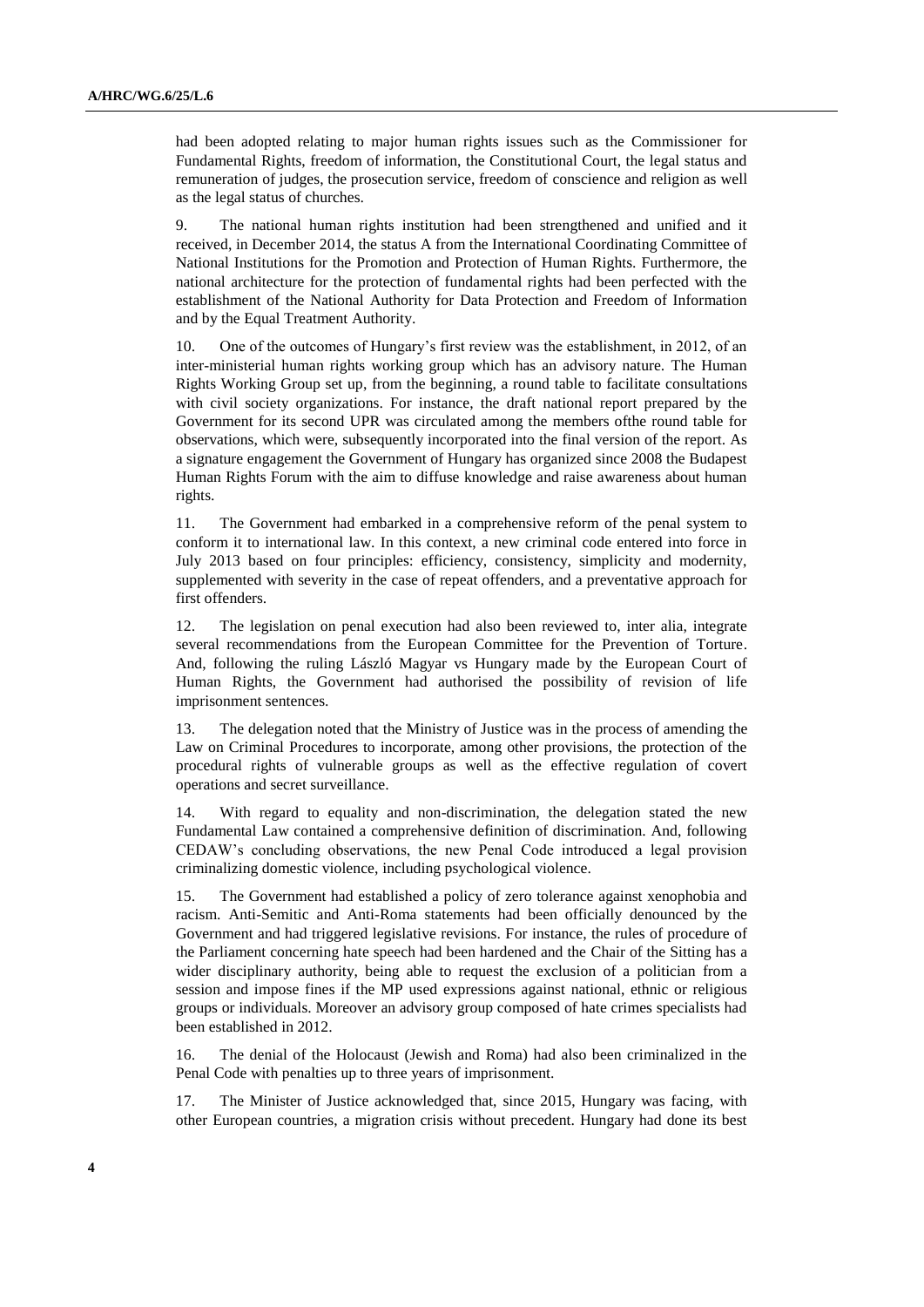had been adopted relating to major human rights issues such as the Commissioner for Fundamental Rights, freedom of information, the Constitutional Court, the legal status and remuneration of judges, the prosecution service, freedom of conscience and religion as well as the legal status of churches.

9. The national human rights institution had been strengthened and unified and it received, in December 2014, the status A from the International Coordinating Committee of National Institutions for the Promotion and Protection of Human Rights. Furthermore, the national architecture for the protection of fundamental rights had been perfected with the establishment of the National Authority for Data Protection and Freedom of Information and by the Equal Treatment Authority.

10. One of the outcomes of Hungary's first review was the establishment, in 2012, of an inter-ministerial human rights working group which has an advisory nature. The Human Rights Working Group set up, from the beginning, a round table to facilitate consultations with civil society organizations. For instance, the draft national report prepared by the Government for its second UPR was circulated among the members ofthe round table for observations, which were, subsequently incorporated into the final version of the report. As a signature engagement the Government of Hungary has organized since 2008 the Budapest Human Rights Forum with the aim to diffuse knowledge and raise awareness about human rights.

11. The Government had embarked in a comprehensive reform of the penal system to conform it to international law. In this context, a new criminal code entered into force in July 2013 based on four principles: efficiency, consistency, simplicity and modernity, supplemented with severity in the case of repeat offenders, and a preventative approach for first offenders.

12. The legislation on penal execution had also been reviewed to, inter alia, integrate several recommendations from the European Committee for the Prevention of Torture. And, following the ruling László Magyar vs Hungary made by the European Court of Human Rights, the Government had authorised the possibility of revision of life imprisonment sentences.

13. The delegation noted that the Ministry of Justice was in the process of amending the Law on Criminal Procedures to incorporate, among other provisions, the protection of the procedural rights of vulnerable groups as well as the effective regulation of covert operations and secret surveillance.

14. With regard to equality and non-discrimination, the delegation stated the new Fundamental Law contained a comprehensive definition of discrimination. And, following CEDAW's concluding observations, the new Penal Code introduced a legal provision criminalizing domestic violence, including psychological violence.

15. The Government had established a policy of zero tolerance against xenophobia and racism. Anti-Semitic and Anti-Roma statements had been officially denounced by the Government and had triggered legislative revisions. For instance, the rules of procedure of the Parliament concerning hate speech had been hardened and the Chair of the Sitting has a wider disciplinary authority, being able to request the exclusion of a politician from a session and impose fines if the MP used expressions against national, ethnic or religious groups or individuals. Moreover an advisory group composed of hate crimes specialists had been established in 2012.

16. The denial of the Holocaust (Jewish and Roma) had also been criminalized in the Penal Code with penalties up to three years of imprisonment.

17. The Minister of Justice acknowledged that, since 2015, Hungary was facing, with other European countries, a migration crisis without precedent. Hungary had done its best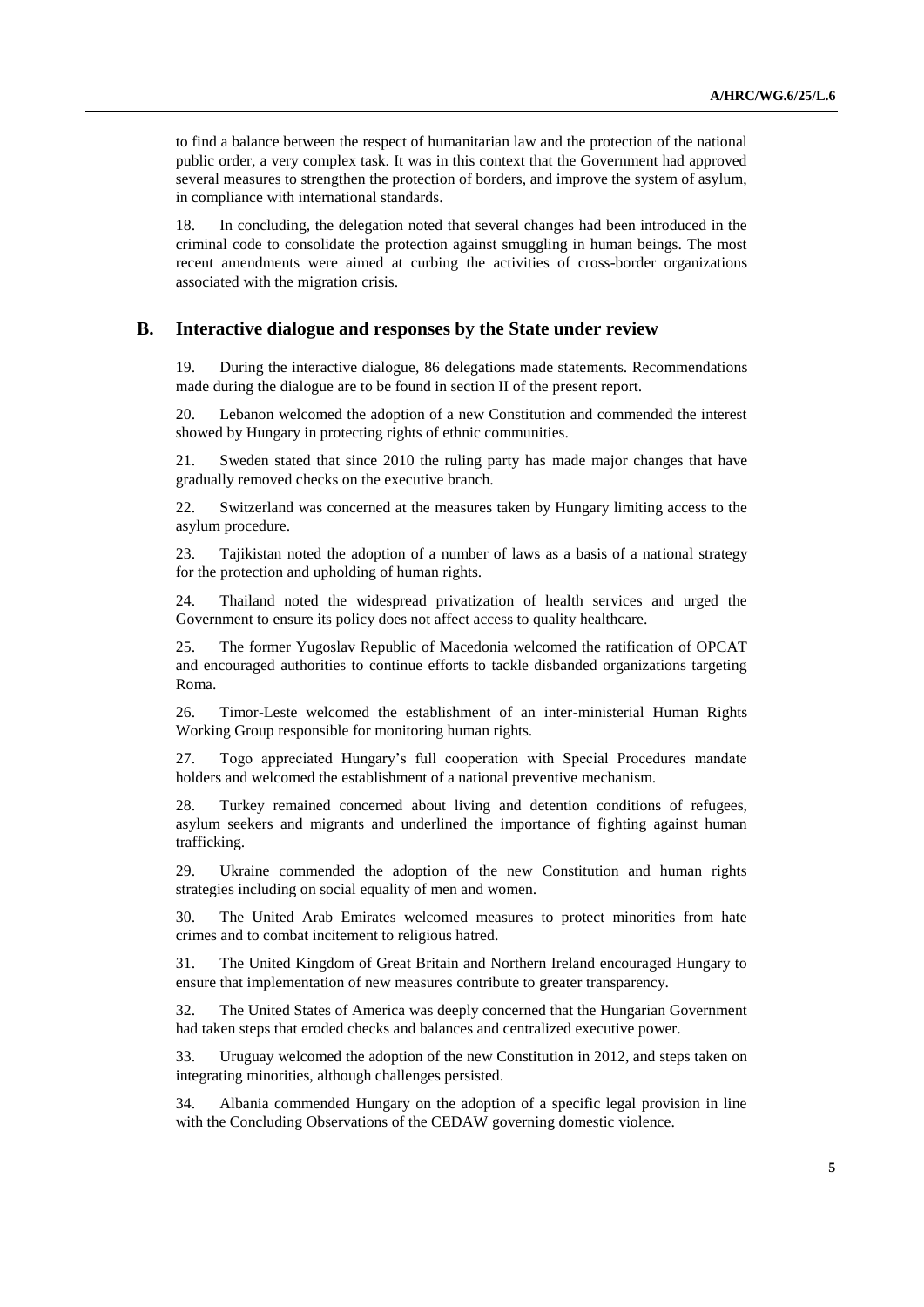to find a balance between the respect of humanitarian law and the protection of the national public order, a very complex task. It was in this context that the Government had approved several measures to strengthen the protection of borders, and improve the system of asylum, in compliance with international standards.

18. In concluding, the delegation noted that several changes had been introduced in the criminal code to consolidate the protection against smuggling in human beings. The most recent amendments were aimed at curbing the activities of cross-border organizations associated with the migration crisis.

## B. Interactive dialogue and responses by the State under review

19. During the interactive dialogue, 86 delegations made statements. Recommendations made during the dialogue are to be found in section II of the present report.

20. Lebanon welcomed the adoption of a new Constitution and commended the interest showed by Hungary in protecting rights of ethnic communities.

21. Sweden stated that since 2010 the ruling party has made major changes that have gradually removed checks on the executive branch.

22. Switzerland was concerned at the measures taken by Hungary limiting access to the asylum procedure.

23. Tajikistan noted the adoption of a number of laws as a basis of a national strategy for the protection and upholding of human rights.

24. Thailand noted the widespread privatization of health services and urged the Government to ensure its policy does not affect access to quality healthcare.

25. The former Yugoslav Republic of Macedonia welcomed the ratification of OPCAT and encouraged authorities to continue efforts to tackle disbanded organizations targeting Roma.

26. Timor-Leste welcomed the establishment of an inter-ministerial Human Rights Working Group responsible for monitoring human rights.

27. Togo appreciated Hungary's full cooperation with Special Procedures mandate holders and welcomed the establishment of a national preventive mechanism.

28. Turkey remained concerned about living and detention conditions of refugees, asylum seekers and migrants and underlined the importance of fighting against human trafficking.

29. Ukraine commended the adoption of the new Constitution and human rights strategies including on social equality of men and women.

30. The United Arab Emirates welcomed measures to protect minorities from hate crimes and to combat incitement to religious hatred.

31. The United Kingdom of Great Britain and Northern Ireland encouraged Hungary to ensure that implementation of new measures contribute to greater transparency.

32. The United States of America was deeply concerned that the Hungarian Government had taken steps that eroded checks and balances and centralized executive power.

33. Uruguay welcomed the adoption of the new Constitution in 2012, and steps taken on integrating minorities, although challenges persisted.

34. Albania commended Hungary on the adoption of a specific legal provision in line with the Concluding Observations of the CEDAW governing domestic violence.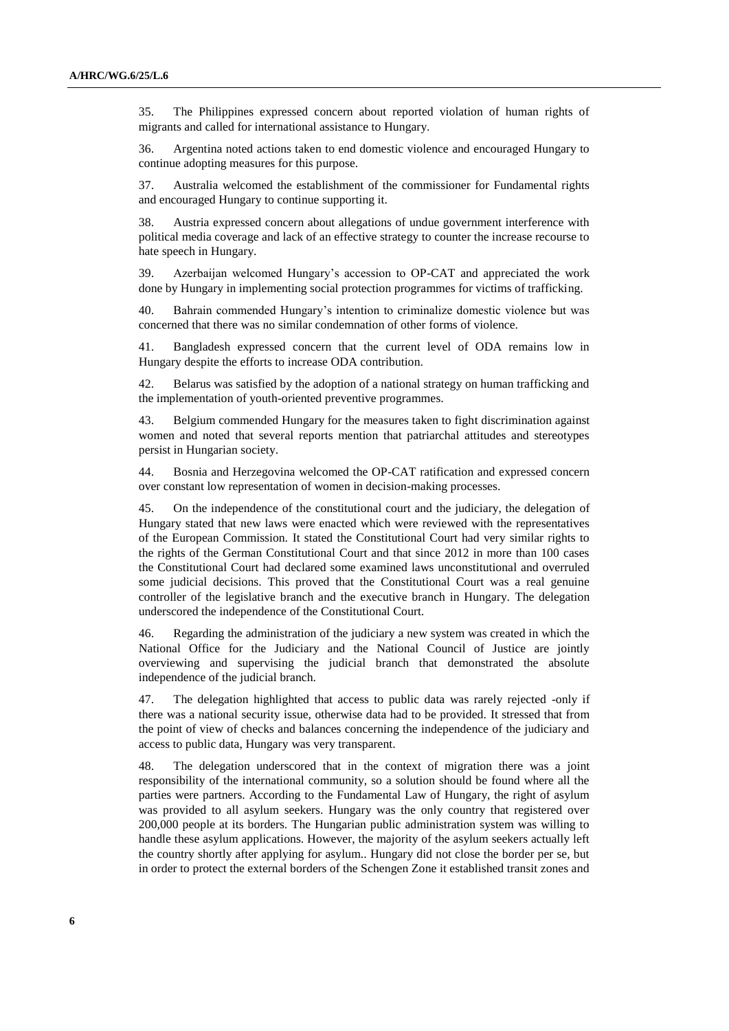35. The Philippines expressed concern about reported violation of human rights of migrants and called for international assistance to Hungary.

36. Argentina noted actions taken to end domestic violence and encouraged Hungary to continue adopting measures for this purpose.

37. Australia welcomed the establishment of the commissioner for Fundamental rights and encouraged Hungary to continue supporting it.

38. Austria expressed concern about allegations of undue government interference with political media coverage and lack of an effective strategy to counter the increase recourse to hate speech in Hungary.

39. Azerbaijan welcomed Hungary's accession to OP-CAT and appreciated the work done by Hungary in implementing social protection programmes for victims of trafficking.

40. Bahrain commended Hungary's intention to criminalize domestic violence but was concerned that there was no similar condemnation of other forms of violence.

41. Bangladesh expressed concern that the current level of ODA remains low in Hungary despite the efforts to increase ODA contribution.

42. Belarus was satisfied by the adoption of a national strategy on human trafficking and the implementation of youth-oriented preventive programmes.

43. Belgium commended Hungary for the measures taken to fight discrimination against women and noted that several reports mention that patriarchal attitudes and stereotypes persist in Hungarian society.

44. Bosnia and Herzegovina welcomed the OP-CAT ratification and expressed concern over constant low representation of women in decision-making processes.

45. On the independence of the constitutional court and the judiciary, the delegation of Hungary stated that new laws were enacted which were reviewed with the representatives of the European Commission. It stated the Constitutional Court had very similar rights to the rights of the German Constitutional Court and that since 2012 in more than 100 cases the Constitutional Court had declared some examined laws unconstitutional and overruled some judicial decisions. This proved that the Constitutional Court was a real genuine controller of the legislative branch and the executive branch in Hungary. The delegation underscored the independence of the Constitutional Court.

46. Regarding the administration of the judiciary a new system was created in which the National Office for the Judiciary and the National Council of Justice are jointly overviewing and supervising the judicial branch that demonstrated the absolute independence of the judicial branch.

47. The delegation highlighted that access to public data was rarely rejected -only if there was a national security issue, otherwise data had to be provided. It stressed that from the point of view of checks and balances concerning the independence of the judiciary and access to public data, Hungary was very transparent.

48. The delegation underscored that in the context of migration there was a joint responsibility of the international community, so a solution should be found where all the parties were partners. According to the Fundamental Law of Hungary, the right of asylum was provided to all asylum seekers. Hungary was the only country that registered over 200,000 people at its borders. The Hungarian public administration system was willing to handle these asylum applications. However, the majority of the asylum seekers actually left the country shortly after applying for asylum.. Hungary did not close the border per se, but in order to protect the external borders of the Schengen Zone it established transit zones and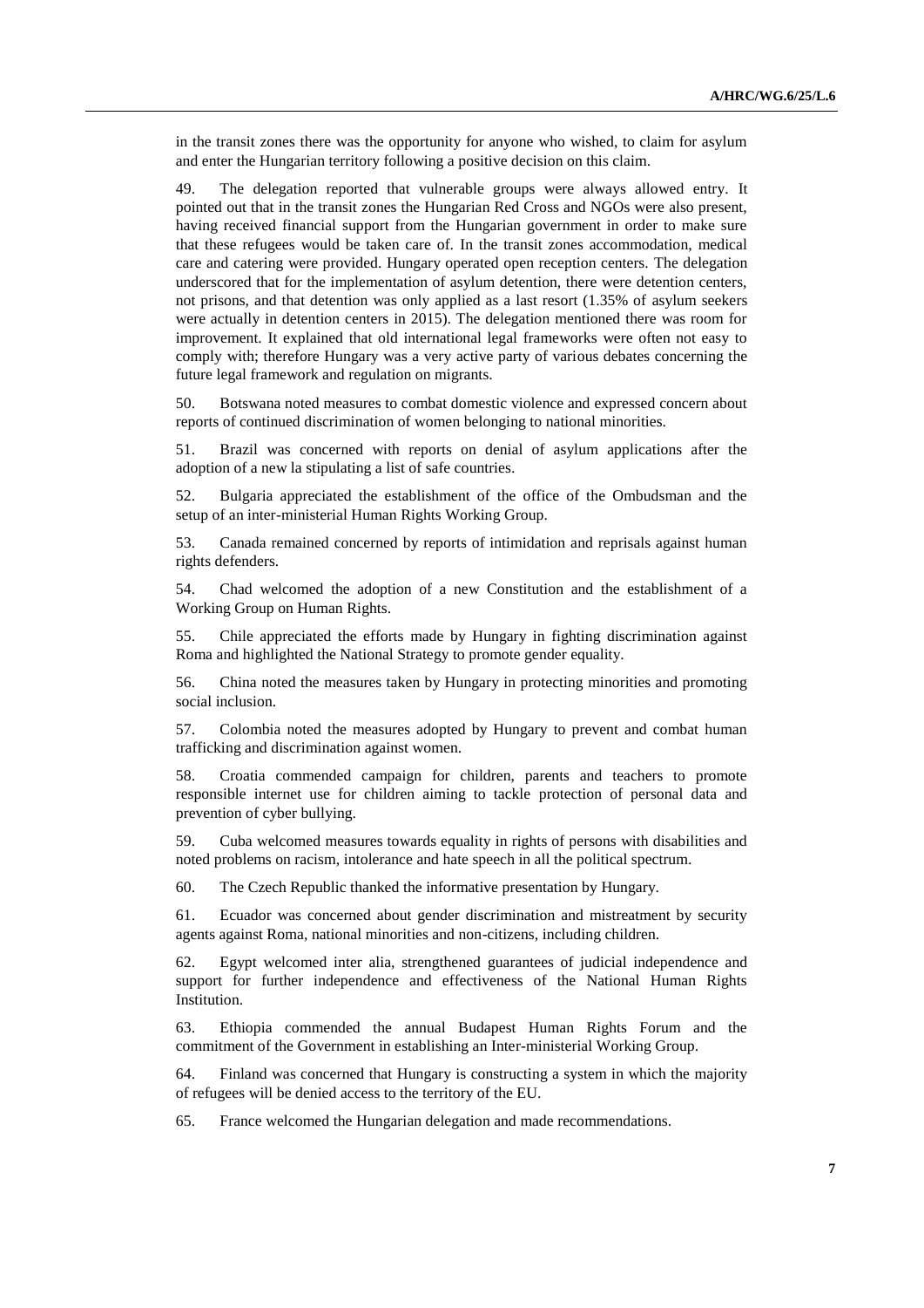in the transit zones there was the opportunity for anyone who wished, to claim for asylum and enter the Hungarian territory following a positive decision on this claim.

49. The delegation reported that vulnerable groups were always allowed entry. It pointed out that in the transit zones the Hungarian Red Cross and NGOs were also present, having received financial support from the Hungarian government in order to make sure that these refugees would be taken care of. In the transit zones accommodation, medical care and catering were provided. Hungary operated open reception centers. The delegation underscored that for the implementation of asylum detention, there were detention centers, not prisons, and that detention was only applied as a last resort (1.35% of asylum seekers were actually in detention centers in 2015). The delegation mentioned there was room for improvement. It explained that old international legal frameworks were often not easy to comply with; therefore Hungary was a very active party of various debates concerning the future legal framework and regulation on migrants.

50. Botswana noted measures to combat domestic violence and expressed concern about reports of continued discrimination of women belonging to national minorities.

51. Brazil was concerned with reports on denial of asylum applications after the adoption of a new la stipulating a list of safe countries.

52. Bulgaria appreciated the establishment of the office of the Ombudsman and the setup of an inter-ministerial Human Rights Working Group.

53. Canada remained concerned by reports of intimidation and reprisals against human rights defenders.

54. Chad welcomed the adoption of a new Constitution and the establishment of a Working Group on Human Rights.

55. Chile appreciated the efforts made by Hungary in fighting discrimination against Roma and highlighted the National Strategy to promote gender equality.

56. China noted the measures taken by Hungary in protecting minorities and promoting social inclusion.

57. Colombia noted the measures adopted by Hungary to prevent and combat human trafficking and discrimination against women.

58. Croatia commended campaign for children, parents and teachers to promote responsible internet use for children aiming to tackle protection of personal data and prevention of cyber bullying.

59. Cuba welcomed measures towards equality in rights of persons with disabilities and noted problems on racism, intolerance and hate speech in all the political spectrum.

60. The Czech Republic thanked the informative presentation by Hungary.

61. Ecuador was concerned about gender discrimination and mistreatment by security agents against Roma, national minorities and non-citizens, including children.

62. Egypt welcomed inter alia, strengthened guarantees of judicial independence and support for further independence and effectiveness of the National Human Rights Institution.

63. Ethiopia commended the annual Budapest Human Rights Forum and the commitment of the Government in establishing an Inter-ministerial Working Group.

64. Finland was concerned that Hungary is constructing a system in which the majority of refugees will be denied access to the territory of the EU.

65. France welcomed the Hungarian delegation and made recommendations.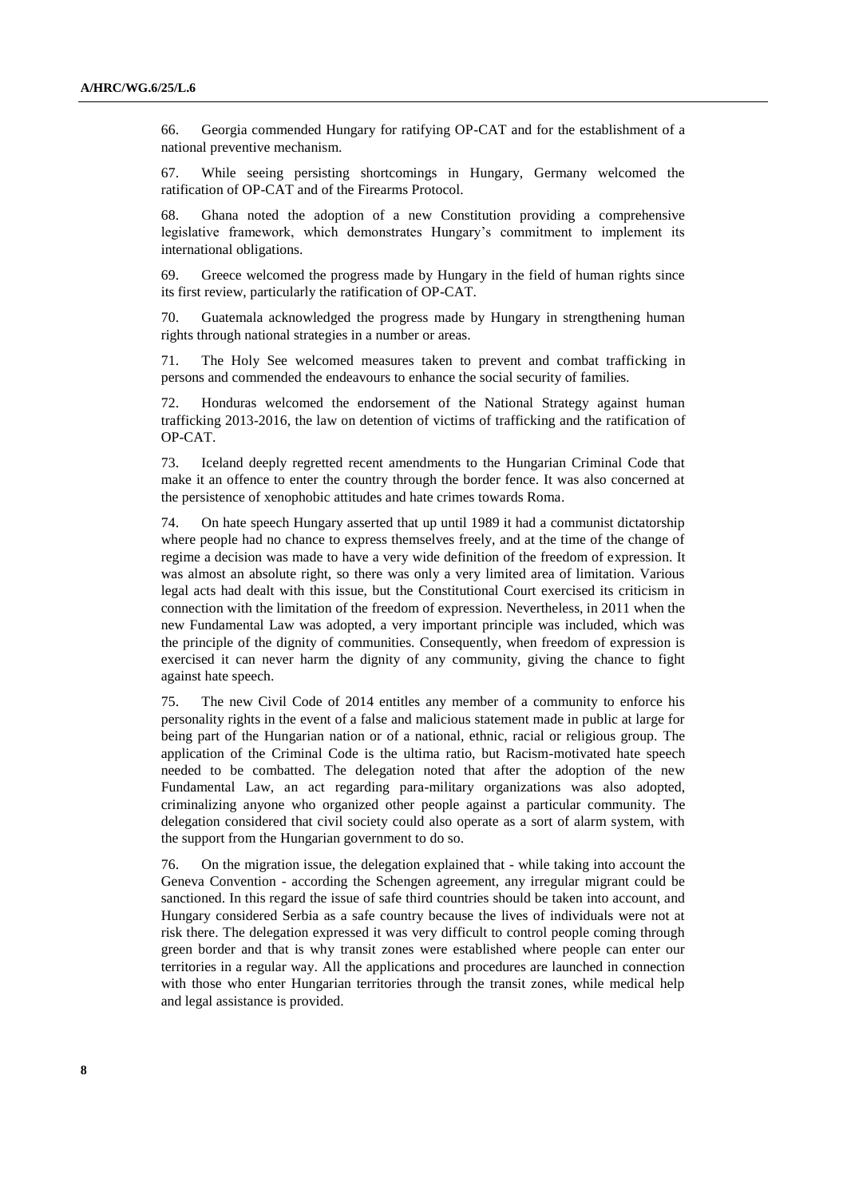66. Georgia commended Hungary for ratifying OP-CAT and for the establishment of a national preventive mechanism.

67. While seeing persisting shortcomings in Hungary, Germany welcomed the ratification of OP-CAT and of the Firearms Protocol.

68. Ghana noted the adoption of a new Constitution providing a comprehensive legislative framework, which demonstrates Hungary's commitment to implement its international obligations.

69. Greece welcomed the progress made by Hungary in the field of human rights since its first review, particularly the ratification of OP-CAT.

70. Guatemala acknowledged the progress made by Hungary in strengthening human rights through national strategies in a number or areas.

71. The Holy See welcomed measures taken to prevent and combat trafficking in persons and commended the endeavours to enhance the social security of families.

72. Honduras welcomed the endorsement of the National Strategy against human trafficking 2013-2016, the law on detention of victims of trafficking and the ratification of OP-CAT.

73. Iceland deeply regretted recent amendments to the Hungarian Criminal Code that make it an offence to enter the country through the border fence. It was also concerned at the persistence of xenophobic attitudes and hate crimes towards Roma.

74. On hate speech Hungary asserted that up until 1989 it had a communist dictatorship where people had no chance to express themselves freely, and at the time of the change of regime a decision was made to have a very wide definition of the freedom of expression. It was almost an absolute right, so there was only a very limited area of limitation. Various legal acts had dealt with this issue, but the Constitutional Court exercised its criticism in connection with the limitation of the freedom of expression. Nevertheless, in 2011 when the new Fundamental Law was adopted, a very important principle was included, which was the principle of the dignity of communities. Consequently, when freedom of expression is exercised it can never harm the dignity of any community, giving the chance to fight against hate speech.

75. The new Civil Code of 2014 entitles any member of a community to enforce his personality rights in the event of a false and malicious statement made in public at large for being part of the Hungarian nation or of a national, ethnic, racial or religious group. The application of the Criminal Code is the ultima ratio, but Racism-motivated hate speech needed to be combatted. The delegation noted that after the adoption of the new Fundamental Law, an act regarding para-military organizations was also adopted, criminalizing anyone who organized other people against a particular community. The delegation considered that civil society could also operate as a sort of alarm system, with the support from the Hungarian government to do so.

76. On the migration issue, the delegation explained that - while taking into account the Geneva Convention - according the Schengen agreement, any irregular migrant could be sanctioned. In this regard the issue of safe third countries should be taken into account, and Hungary considered Serbia as a safe country because the lives of individuals were not at risk there. The delegation expressed it was very difficult to control people coming through green border and that is why transit zones were established where people can enter our territories in a regular way. All the applications and procedures are launched in connection with those who enter Hungarian territories through the transit zones, while medical help and legal assistance is provided.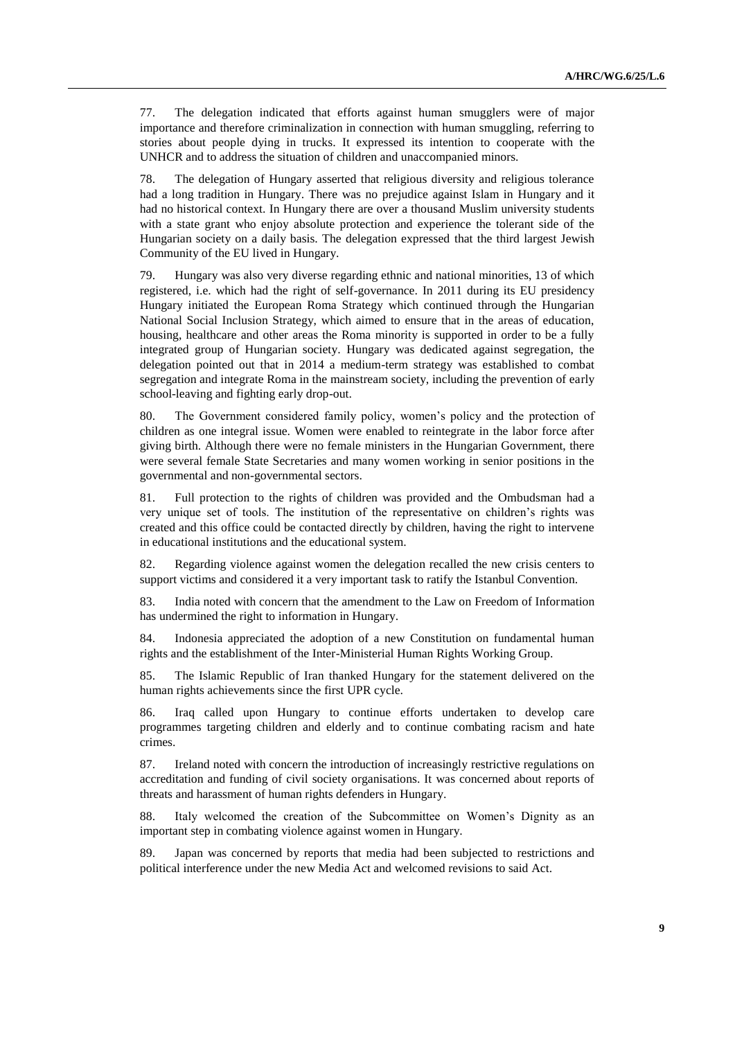77. The delegation indicated that efforts against human smugglers were of major importance and therefore criminalization in connection with human smuggling, referring to stories about people dying in trucks. It expressed its intention to cooperate with the UNHCR and to address the situation of children and unaccompanied minors.

78. The delegation of Hungary asserted that religious diversity and religious tolerance had a long tradition in Hungary. There was no prejudice against Islam in Hungary and it had no historical context. In Hungary there are over a thousand Muslim university students with a state grant who enjoy absolute protection and experience the tolerant side of the Hungarian society on a daily basis. The delegation expressed that the third largest Jewish Community of the EU lived in Hungary.

79. Hungary was also very diverse regarding ethnic and national minorities, 13 of which registered, i.e. which had the right of self-governance. In 2011 during its EU presidency Hungary initiated the European Roma Strategy which continued through the Hungarian National Social Inclusion Strategy, which aimed to ensure that in the areas of education, housing, healthcare and other areas the Roma minority is supported in order to be a fully integrated group of Hungarian society. Hungary was dedicated against segregation, the delegation pointed out that in 2014 a medium-term strategy was established to combat segregation and integrate Roma in the mainstream society, including the prevention of early school-leaving and fighting early drop-out.

80. The Government considered family policy, women's policy and the protection of children as one integral issue. Women were enabled to reintegrate in the labor force after giving birth. Although there were no female ministers in the Hungarian Government, there were several female State Secretaries and many women working in senior positions in the governmental and non-governmental sectors.

81. Full protection to the rights of children was provided and the Ombudsman had a very unique set of tools. The institution of the representative on children's rights was created and this office could be contacted directly by children, having the right to intervene in educational institutions and the educational system.

82. Regarding violence against women the delegation recalled the new crisis centers to support victims and considered it a very important task to ratify the Istanbul Convention.

83. India noted with concern that the amendment to the Law on Freedom of Information has undermined the right to information in Hungary.

84. Indonesia appreciated the adoption of a new Constitution on fundamental human rights and the establishment of the Inter-Ministerial Human Rights Working Group.

85. The Islamic Republic of Iran thanked Hungary for the statement delivered on the human rights achievements since the first UPR cycle.

86. Iraq called upon Hungary to continue efforts undertaken to develop care programmes targeting children and elderly and to continue combating racism and hate crimes.

87. Ireland noted with concern the introduction of increasingly restrictive regulations on accreditation and funding of civil society organisations. It was concerned about reports of threats and harassment of human rights defenders in Hungary.

88. Italy welcomed the creation of the Subcommittee on Women's Dignity as an important step in combating violence against women in Hungary.

89. Japan was concerned by reports that media had been subjected to restrictions and political interference under the new Media Act and welcomed revisions to said Act.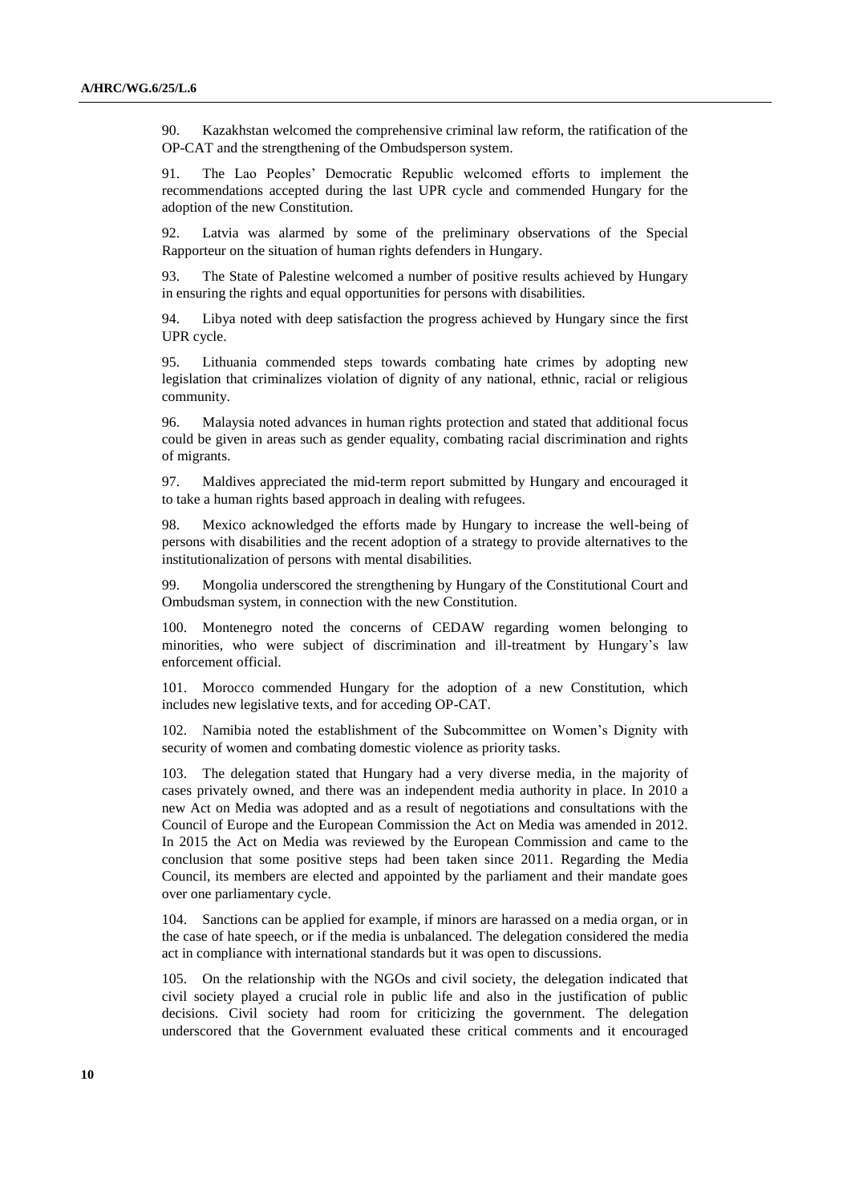90. Kazakhstan welcomed the comprehensive criminal law reform, the ratification of the OP-CAT and the strengthening of the Ombudsperson system.

91. The Lao Peoples' Democratic Republic welcomed efforts to implement the recommendations accepted during the last UPR cycle and commended Hungary for the adoption of the new Constitution.

92. Latvia was alarmed by some of the preliminary observations of the Special Rapporteur on the situation of human rights defenders in Hungary.

93. The State of Palestine welcomed a number of positive results achieved by Hungary in ensuring the rights and equal opportunities for persons with disabilities.

94. Libya noted with deep satisfaction the progress achieved by Hungary since the first UPR cycle.

95. Lithuania commended steps towards combating hate crimes by adopting new legislation that criminalizes violation of dignity of any national, ethnic, racial or religious community.

96. Malaysia noted advances in human rights protection and stated that additional focus could be given in areas such as gender equality, combating racial discrimination and rights of migrants.

97. Maldives appreciated the mid-term report submitted by Hungary and encouraged it to take a human rights based approach in dealing with refugees.

98. Mexico acknowledged the efforts made by Hungary to increase the well-being of persons with disabilities and the recent adoption of a strategy to provide alternatives to the institutionalization of persons with mental disabilities.

99. Mongolia underscored the strengthening by Hungary of the Constitutional Court and Ombudsman system, in connection with the new Constitution.

100. Montenegro noted the concerns of CEDAW regarding women belonging to minorities, who were subject of discrimination and ill-treatment by Hungary's law enforcement official.

101. Morocco commended Hungary for the adoption of a new Constitution, which includes new legislative texts, and for acceding OP-CAT.

102. Namibia noted the establishment of the Subcommittee on Women's Dignity with security of women and combating domestic violence as priority tasks.

103. The delegation stated that Hungary had a very diverse media, in the majority of cases privately owned, and there was an independent media authority in place. In 2010 a new Act on Media was adopted and as a result of negotiations and consultations with the Council of Europe and the European Commission the Act on Media was amended in 2012. In 2015 the Act on Media was reviewed by the European Commission and came to the conclusion that some positive steps had been taken since 2011. Regarding the Media Council, its members are elected and appointed by the parliament and their mandate goes over one parliamentary cycle.

104. Sanctions can be applied for example, if minors are harassed on a media organ, or in the case of hate speech, or if the media is unbalanced. The delegation considered the media act in compliance with international standards but it was open to discussions.

105. On the relationship with the NGOs and civil society, the delegation indicated that civil society played a crucial role in public life and also in the justification of public decisions. Civil society had room for criticizing the government. The delegation underscored that the Government evaluated these critical comments and it encouraged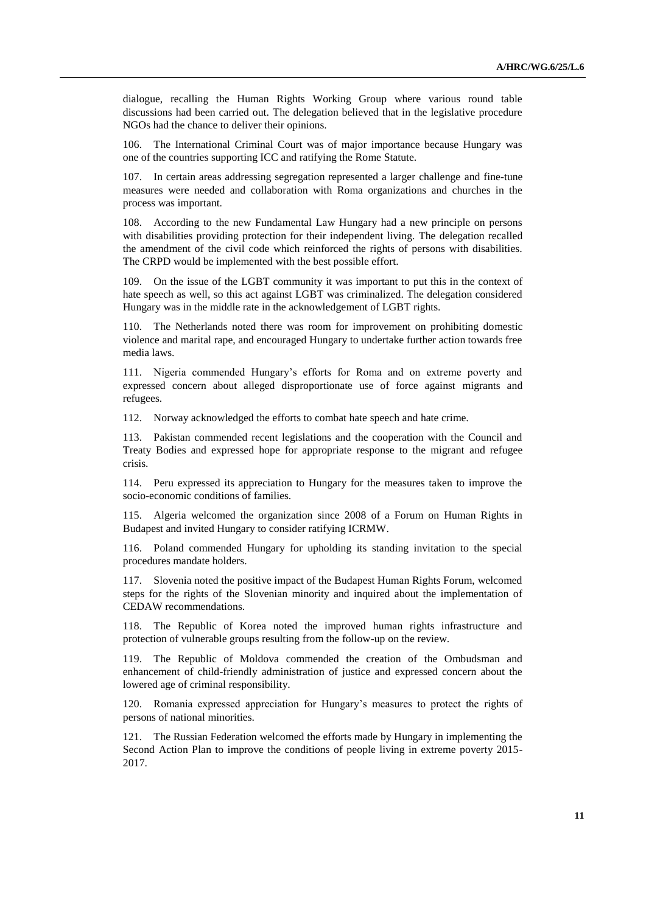dialogue, recalling the Human Rights Working Group where various round table discussions had been carried out. The delegation believed that in the legislative procedure NGOs had the chance to deliver their opinions.

106. The International Criminal Court was of major importance because Hungary was one of the countries supporting ICC and ratifying the Rome Statute.

107. In certain areas addressing segregation represented a larger challenge and fine-tune measures were needed and collaboration with Roma organizations and churches in the process was important.

108. According to the new Fundamental Law Hungary had a new principle on persons with disabilities providing protection for their independent living. The delegation recalled the amendment of the civil code which reinforced the rights of persons with disabilities. The CRPD would be implemented with the best possible effort.

109. On the issue of the LGBT community it was important to put this in the context of hate speech as well, so this act against LGBT was criminalized. The delegation considered Hungary was in the middle rate in the acknowledgement of LGBT rights.

110. The Netherlands noted there was room for improvement on prohibiting domestic violence and marital rape, and encouraged Hungary to undertake further action towards free media laws.

111. Nigeria commended Hungary's efforts for Roma and on extreme poverty and expressed concern about alleged disproportionate use of force against migrants and refugees.

112. Norway acknowledged the efforts to combat hate speech and hate crime.

113. Pakistan commended recent legislations and the cooperation with the Council and Treaty Bodies and expressed hope for appropriate response to the migrant and refugee crisis.

114. Peru expressed its appreciation to Hungary for the measures taken to improve the socio-economic conditions of families.

115. Algeria welcomed the organization since 2008 of a Forum on Human Rights in Budapest and invited Hungary to consider ratifying ICRMW.

116. Poland commended Hungary for upholding its standing invitation to the special procedures mandate holders.

117. Slovenia noted the positive impact of the Budapest Human Rights Forum, welcomed steps for the rights of the Slovenian minority and inquired about the implementation of CEDAW recommendations.

118. The Republic of Korea noted the improved human rights infrastructure and protection of vulnerable groups resulting from the follow-up on the review.

119. The Republic of Moldova commended the creation of the Ombudsman and enhancement of child-friendly administration of justice and expressed concern about the lowered age of criminal responsibility.

120. Romania expressed appreciation for Hungary's measures to protect the rights of persons of national minorities.

121. The Russian Federation welcomed the efforts made by Hungary in implementing the Second Action Plan to improve the conditions of people living in extreme poverty 2015-2017.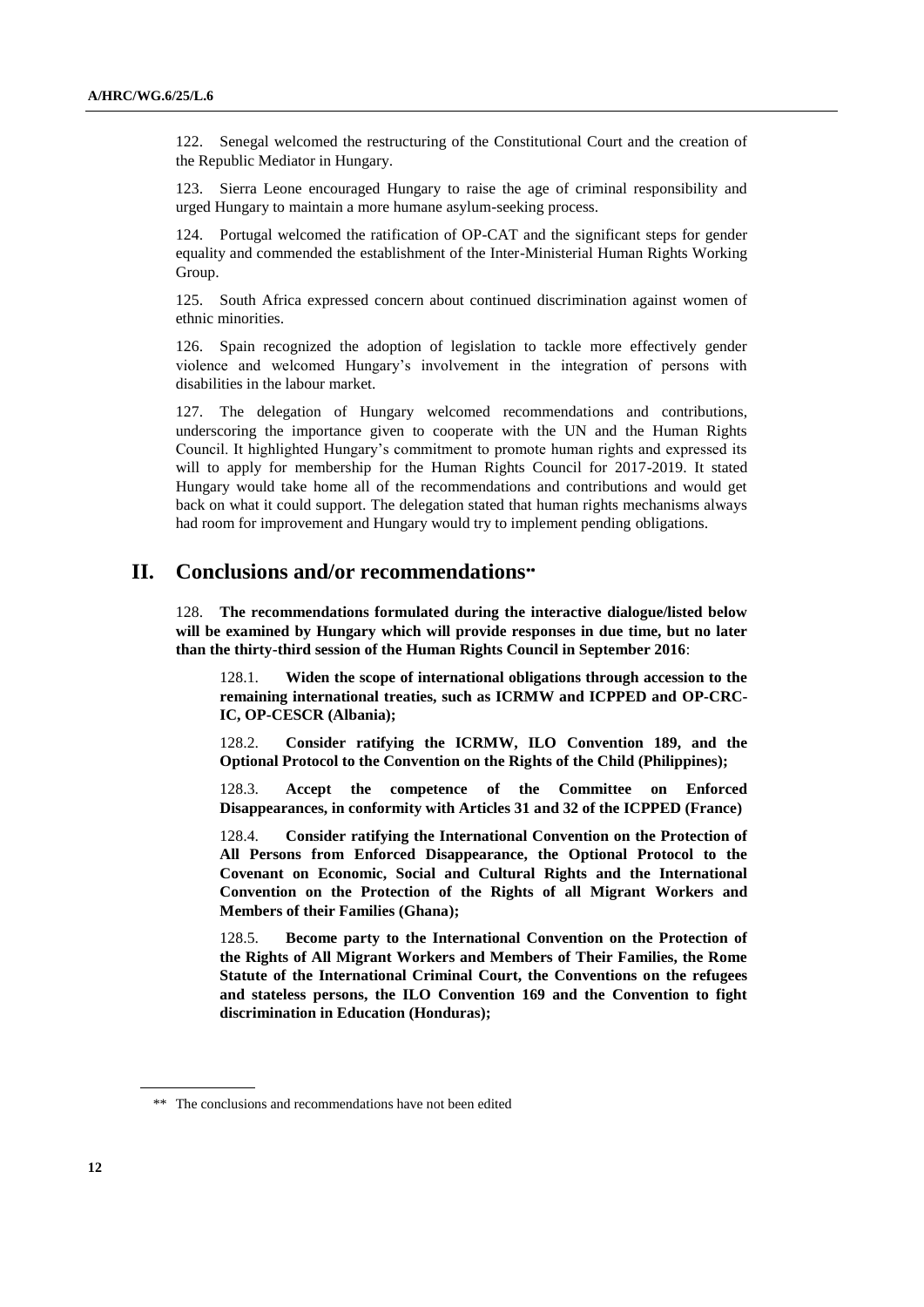122. Senegal welcomed the restructuring of the Constitutional Court and the creation of the Republic Mediator in Hungary.

123. Sierra Leone encouraged Hungary to raise the age of criminal responsibility and urged Hungary to maintain a more humane asylum-seeking process.

124. Portugal welcomed the ratification of OP-CAT and the significant steps for gender equality and commended the establishment of the Inter-Ministerial Human Rights Working Group.

125. South Africa expressed concern about continued discrimination against women of ethnic minorities.

126. Spain recognized the adoption of legislation to tackle more effectively gender violence and welcomed Hungary's involvement in the integration of persons with disabilities in the labour market.

127. The delegation of Hungary welcomed recommendations and contributions, underscoring the importance given to cooperate with the UN and the Human Rights Council. It highlighted Hungary's commitment to promote human rights and expressed its will to apply for membership for the Human Rights Council for 2017-2019. It stated Hungary would take home all of the recommendations and contributions and would get back on what it could support. The delegation stated that human rights mechanisms always had room for improvement and Hungary would try to implement pending obligations.

## II. Conclusions and/or recommendations**

128. **The recommendations formulated during the interactive dialogue/listed below will be examined by Hungary which will provide responses in due time, but no later than the thirty-third session of the Human Rights Council in September 2016**:

> 128.1. **Widen the scope of international obligations through accession to the remaining international treaties, such as ICRMW and ICPPED and OP-CRC-IC, OP-CESCR (Albania);**
>
> 128.2. **Consider ratifying the ICRMW, ILO Convention 189, and the Optional Protocol to the Convention on the Rights of the Child (Philippines);**
>
> 128.3. **Accept the competence of the Committee on Enforced Disappearances, in conformity with Articles 31 and 32 of the ICPPED (France)**
>
> 128.4. **Consider ratifying the International Convention on the Protection of All Persons from Enforced Disappearance, the Optional Protocol to the Covenant on Economic, Social and Cultural Rights and the International Convention on the Protection of the Rights of all Migrant Workers and Members of their Families (Ghana);**
>
> 128.5. **Become party to the International Convention on the Protection of the Rights of All Migrant Workers and Members of Their Families, the Rome Statute of the International Criminal Court, the Conventions on the refugees and stateless persons, the ILO Convention 169 and the Convention to fight discrimination in Education (Honduras);**

** The conclusions and recommendations have not been edited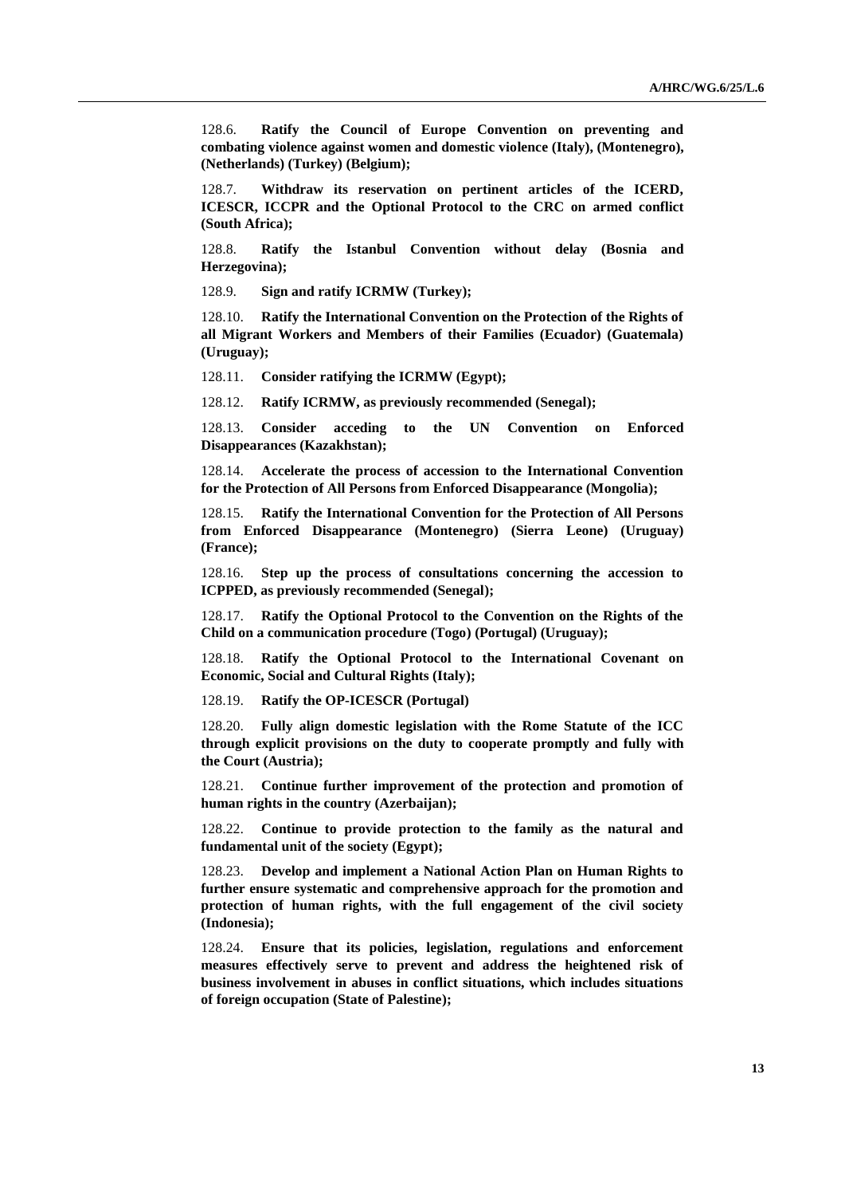128.6. **Ratify the Council of Europe Convention on preventing and combating violence against women and domestic violence (Italy), (Montenegro), (Netherlands) (Turkey) (Belgium);**

128.7. **Withdraw its reservation on pertinent articles of the ICERD, ICESCR, ICCPR and the Optional Protocol to the CRC on armed conflict (South Africa);**

128.8. **Ratify the Istanbul Convention without delay (Bosnia and Herzegovina);**

128.9. **Sign and ratify ICRMW (Turkey);**

128.10. **Ratify the International Convention on the Protection of the Rights of all Migrant Workers and Members of their Families (Ecuador) (Guatemala) (Uruguay);**

128.11. **Consider ratifying the ICRMW (Egypt);**

128.12. **Ratify ICRMW, as previously recommended (Senegal);**

128.13. **Consider acceding to the UN Convention on Enforced Disappearances (Kazakhstan);**

128.14. **Accelerate the process of accession to the International Convention for the Protection of All Persons from Enforced Disappearance (Mongolia);**

128.15. **Ratify the International Convention for the Protection of All Persons from Enforced Disappearance (Montenegro) (Sierra Leone) (Uruguay) (France);**

128.16. **Step up the process of consultations concerning the accession to ICPPED, as previously recommended (Senegal);**

128.17. **Ratify the Optional Protocol to the Convention on the Rights of the Child on a communication procedure (Togo) (Portugal) (Uruguay);**

128.18. **Ratify the Optional Protocol to the International Covenant on Economic, Social and Cultural Rights (Italy);**

128.19. **Ratify the OP-ICESCR (Portugal)**

128.20. **Fully align domestic legislation with the Rome Statute of the ICC through explicit provisions on the duty to cooperate promptly and fully with the Court (Austria);**

128.21. **Continue further improvement of the protection and promotion of human rights in the country (Azerbaijan);**

128.22. **Continue to provide protection to the family as the natural and fundamental unit of the society (Egypt);**

128.23. **Develop and implement a National Action Plan on Human Rights to further ensure systematic and comprehensive approach for the promotion and protection of human rights, with the full engagement of the civil society (Indonesia);**

128.24. **Ensure that its policies, legislation, regulations and enforcement measures effectively serve to prevent and address the heightened risk of business involvement in abuses in conflict situations, which includes situations of foreign occupation (State of Palestine);**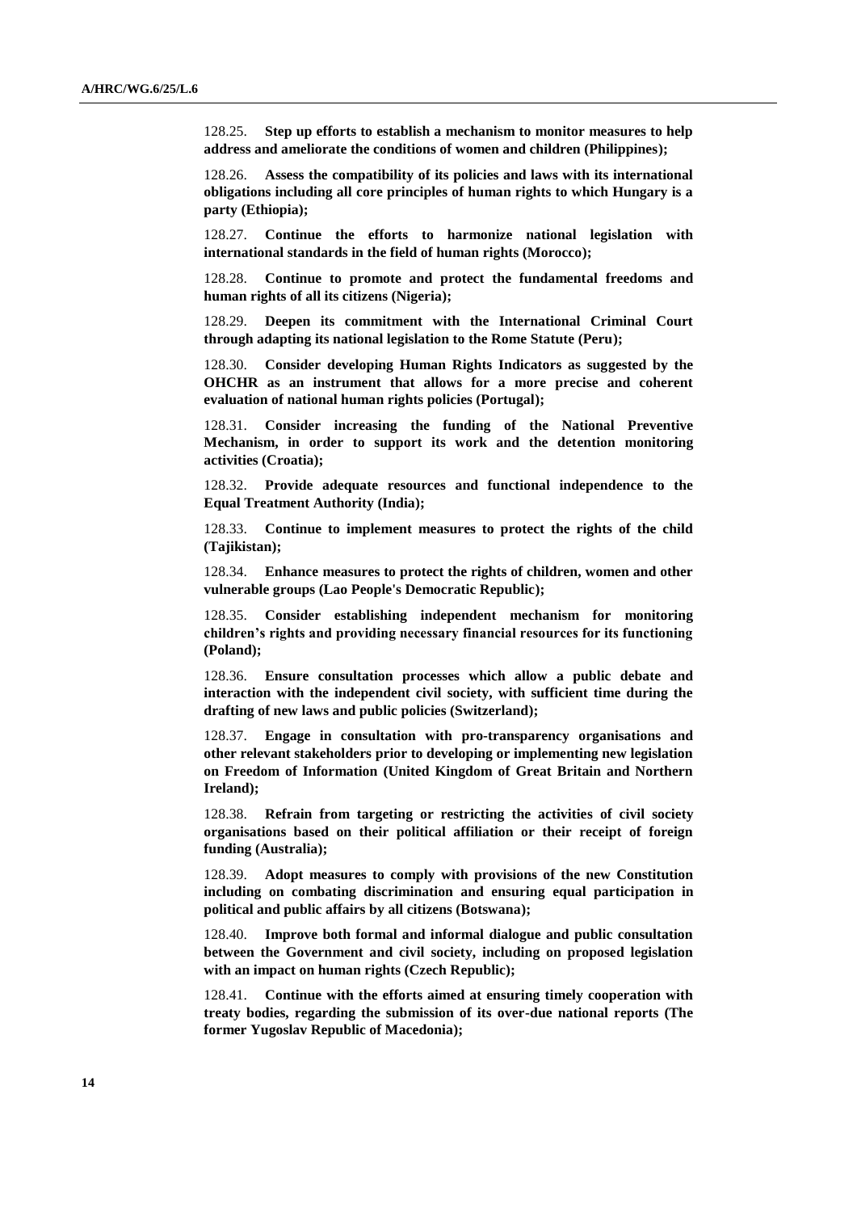128.25. **Step up efforts to establish a mechanism to monitor measures to help address and ameliorate the conditions of women and children (Philippines);**

128.26. **Assess the compatibility of its policies and laws with its international obligations including all core principles of human rights to which Hungary is a party (Ethiopia);**

128.27. **Continue the efforts to harmonize national legislation with international standards in the field of human rights (Morocco);**

128.28. **Continue to promote and protect the fundamental freedoms and human rights of all its citizens (Nigeria);**

128.29. **Deepen its commitment with the International Criminal Court through adapting its national legislation to the Rome Statute (Peru);**

128.30. **Consider developing Human Rights Indicators as suggested by the OHCHR as an instrument that allows for a more precise and coherent evaluation of national human rights policies (Portugal);**

128.31. **Consider increasing the funding of the National Preventive Mechanism, in order to support its work and the detention monitoring activities (Croatia);**

128.32. **Provide adequate resources and functional independence to the Equal Treatment Authority (India);**

128.33. **Continue to implement measures to protect the rights of the child (Tajikistan);**

128.34. **Enhance measures to protect the rights of children, women and other vulnerable groups (Lao People's Democratic Republic);**

128.35. **Consider establishing independent mechanism for monitoring children's rights and providing necessary financial resources for its functioning (Poland);**

128.36. **Ensure consultation processes which allow a public debate and interaction with the independent civil society, with sufficient time during the drafting of new laws and public policies (Switzerland);**

128.37. **Engage in consultation with pro-transparency organisations and other relevant stakeholders prior to developing or implementing new legislation on Freedom of Information (United Kingdom of Great Britain and Northern Ireland);**

128.38. **Refrain from targeting or restricting the activities of civil society organisations based on their political affiliation or their receipt of foreign funding (Australia);**

128.39. **Adopt measures to comply with provisions of the new Constitution including on combating discrimination and ensuring equal participation in political and public affairs by all citizens (Botswana);**

128.40. **Improve both formal and informal dialogue and public consultation between the Government and civil society, including on proposed legislation with an impact on human rights (Czech Republic);**

128.41. **Continue with the efforts aimed at ensuring timely cooperation with treaty bodies, regarding the submission of its over-due national reports (The former Yugoslav Republic of Macedonia);**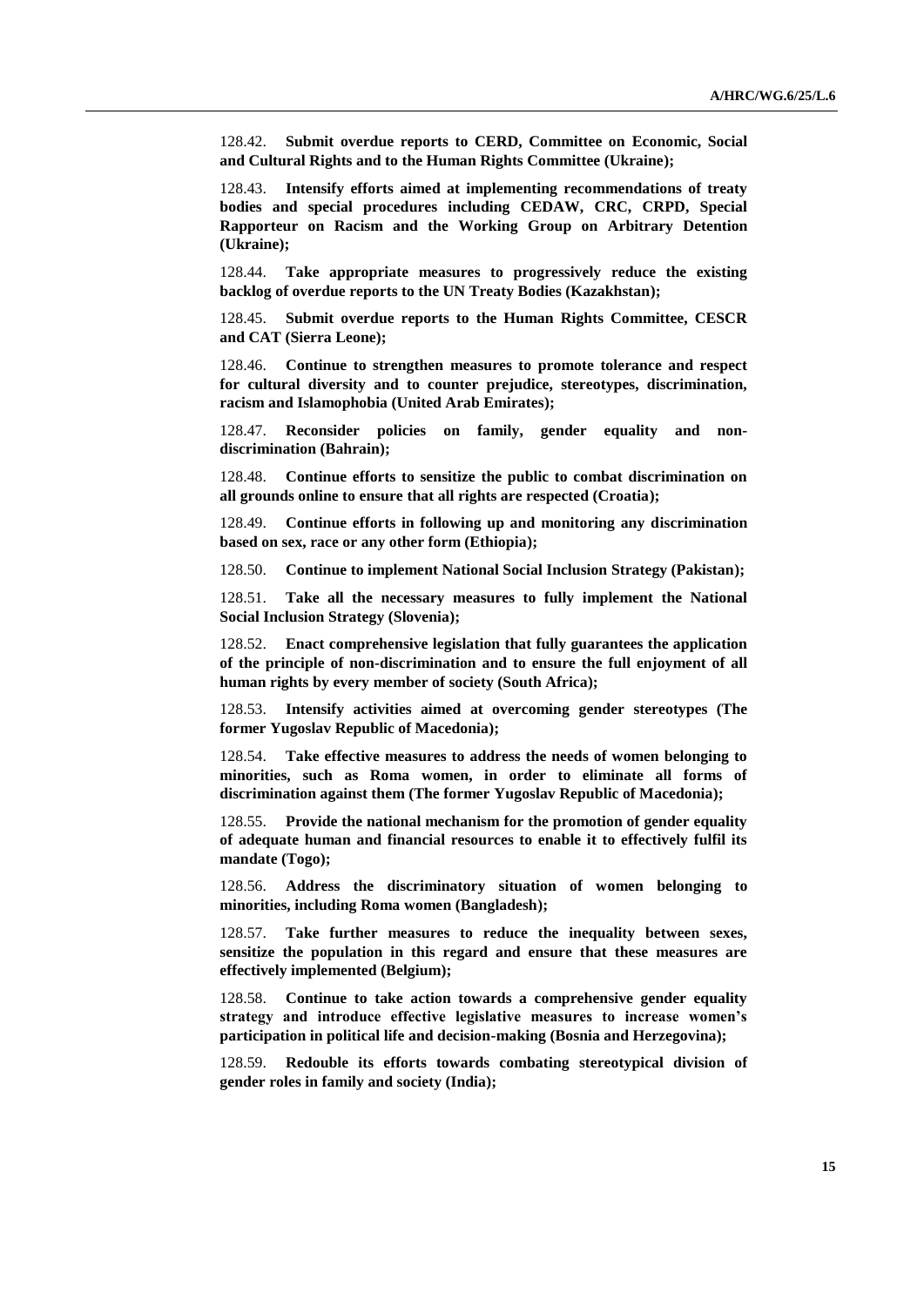128.42. **Submit overdue reports to CERD, Committee on Economic, Social and Cultural Rights and to the Human Rights Committee (Ukraine);**

128.43. **Intensify efforts aimed at implementing recommendations of treaty bodies and special procedures including CEDAW, CRC, CRPD, Special Rapporteur on Racism and the Working Group on Arbitrary Detention (Ukraine);**

128.44. **Take appropriate measures to progressively reduce the existing backlog of overdue reports to the UN Treaty Bodies (Kazakhstan);**

128.45. **Submit overdue reports to the Human Rights Committee, CESCR and CAT (Sierra Leone);**

128.46. **Continue to strengthen measures to promote tolerance and respect for cultural diversity and to counter prejudice, stereotypes, discrimination, racism and Islamophobia (United Arab Emirates);**

128.47. **Reconsider policies on family, gender equality and non-discrimination (Bahrain);**

128.48. **Continue efforts to sensitize the public to combat discrimination on all grounds online to ensure that all rights are respected (Croatia);**

128.49. **Continue efforts in following up and monitoring any discrimination based on sex, race or any other form (Ethiopia);**

128.50. **Continue to implement National Social Inclusion Strategy (Pakistan);**

128.51. **Take all the necessary measures to fully implement the National Social Inclusion Strategy (Slovenia);**

128.52. **Enact comprehensive legislation that fully guarantees the application of the principle of non-discrimination and to ensure the full enjoyment of all human rights by every member of society (South Africa);**

128.53. **Intensify activities aimed at overcoming gender stereotypes (The former Yugoslav Republic of Macedonia);**

128.54. **Take effective measures to address the needs of women belonging to minorities, such as Roma women, in order to eliminate all forms of discrimination against them (The former Yugoslav Republic of Macedonia);**

128.55. **Provide the national mechanism for the promotion of gender equality of adequate human and financial resources to enable it to effectively fulfil its mandate (Togo);**

128.56. **Address the discriminatory situation of women belonging to minorities, including Roma women (Bangladesh);**

128.57. **Take further measures to reduce the inequality between sexes, sensitize the population in this regard and ensure that these measures are effectively implemented (Belgium);**

128.58. **Continue to take action towards a comprehensive gender equality strategy and introduce effective legislative measures to increase women's participation in political life and decision-making (Bosnia and Herzegovina);**

128.59. **Redouble its efforts towards combating stereotypical division of gender roles in family and society (India);**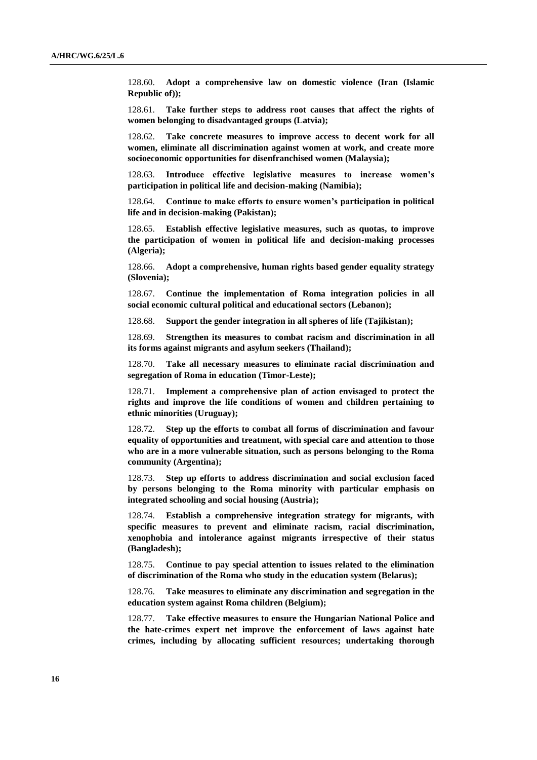128.60. **Adopt a comprehensive law on domestic violence (Iran (Islamic Republic of));**

128.61. **Take further steps to address root causes that affect the rights of women belonging to disadvantaged groups (Latvia);**

128.62. **Take concrete measures to improve access to decent work for all women, eliminate all discrimination against women at work, and create more socioeconomic opportunities for disenfranchised women (Malaysia);**

128.63. **Introduce effective legislative measures to increase women's participation in political life and decision-making (Namibia);**

128.64. **Continue to make efforts to ensure women's participation in political life and in decision-making (Pakistan);**

128.65. **Establish effective legislative measures, such as quotas, to improve the participation of women in political life and decision-making processes (Algeria);**

128.66. **Adopt a comprehensive, human rights based gender equality strategy (Slovenia);**

128.67. **Continue the implementation of Roma integration policies in all social economic cultural political and educational sectors (Lebanon);**

128.68. **Support the gender integration in all spheres of life (Tajikistan);**

128.69. **Strengthen its measures to combat racism and discrimination in all its forms against migrants and asylum seekers (Thailand);**

128.70. **Take all necessary measures to eliminate racial discrimination and segregation of Roma in education (Timor-Leste);**

128.71. **Implement a comprehensive plan of action envisaged to protect the rights and improve the life conditions of women and children pertaining to ethnic minorities (Uruguay);**

128.72. **Step up the efforts to combat all forms of discrimination and favour equality of opportunities and treatment, with special care and attention to those who are in a more vulnerable situation, such as persons belonging to the Roma community (Argentina);**

128.73. **Step up efforts to address discrimination and social exclusion faced by persons belonging to the Roma minority with particular emphasis on integrated schooling and social housing (Austria);**

128.74. **Establish a comprehensive integration strategy for migrants, with specific measures to prevent and eliminate racism, racial discrimination, xenophobia and intolerance against migrants irrespective of their status (Bangladesh);**

128.75. **Continue to pay special attention to issues related to the elimination of discrimination of the Roma who study in the education system (Belarus);**

128.76. **Take measures to eliminate any discrimination and segregation in the education system against Roma children (Belgium);**

128.77. **Take effective measures to ensure the Hungarian National Police and the hate-crimes expert net improve the enforcement of laws against hate crimes, including by allocating sufficient resources; undertaking thorough**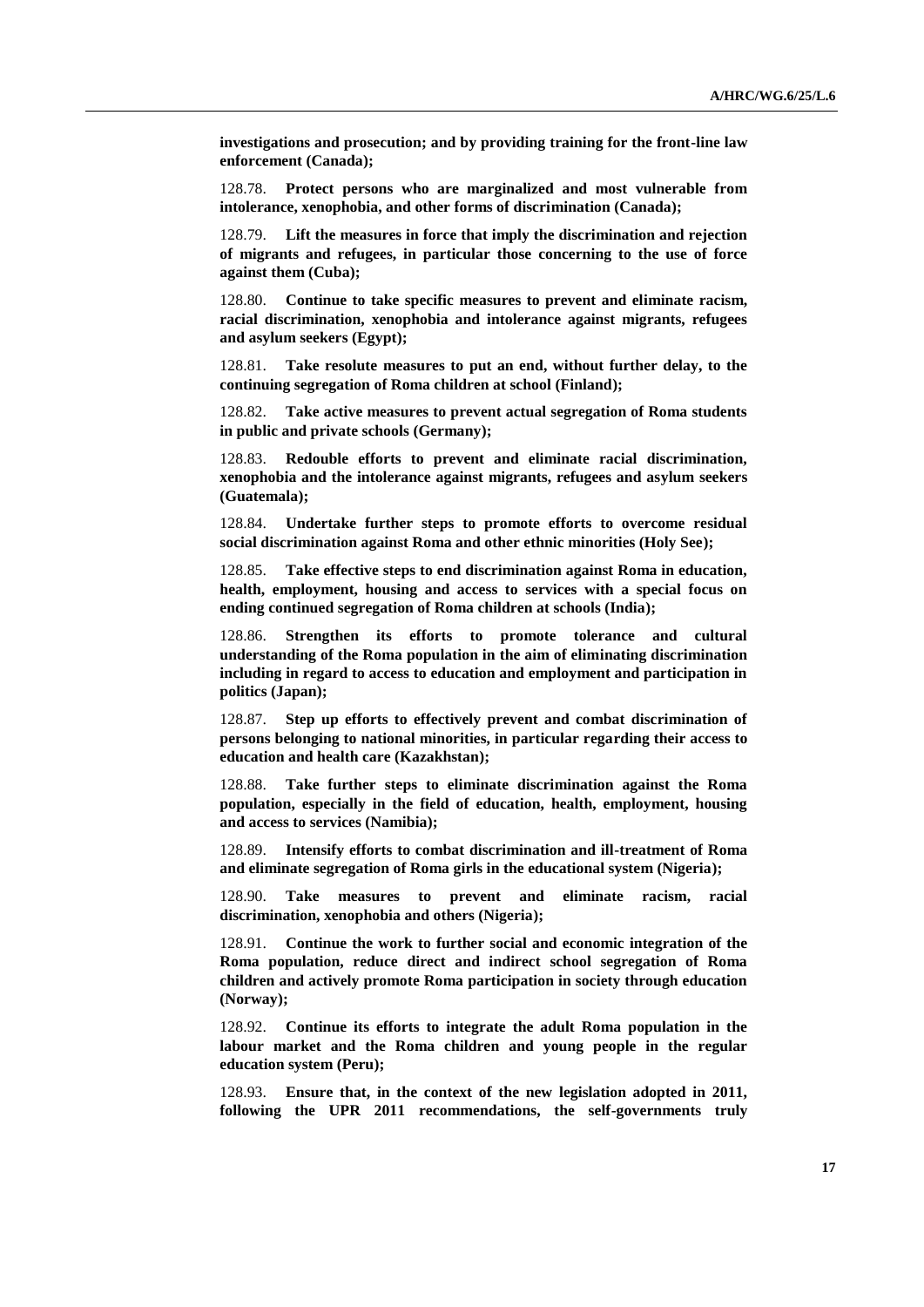**investigations and prosecution; and by providing training for the front-line law enforcement (Canada);**

128.78. **Protect persons who are marginalized and most vulnerable from intolerance, xenophobia, and other forms of discrimination (Canada);**

128.79. **Lift the measures in force that imply the discrimination and rejection of migrants and refugees, in particular those concerning to the use of force against them (Cuba);**

128.80. **Continue to take specific measures to prevent and eliminate racism, racial discrimination, xenophobia and intolerance against migrants, refugees and asylum seekers (Egypt);**

128.81. **Take resolute measures to put an end, without further delay, to the continuing segregation of Roma children at school (Finland);**

128.82. **Take active measures to prevent actual segregation of Roma students in public and private schools (Germany);**

128.83. **Redouble efforts to prevent and eliminate racial discrimination, xenophobia and the intolerance against migrants, refugees and asylum seekers (Guatemala);**

128.84. **Undertake further steps to promote efforts to overcome residual social discrimination against Roma and other ethnic minorities (Holy See);**

128.85. **Take effective steps to end discrimination against Roma in education, health, employment, housing and access to services with a special focus on ending continued segregation of Roma children at schools (India);**

128.86. **Strengthen its efforts to promote tolerance and cultural understanding of the Roma population in the aim of eliminating discrimination including in regard to access to education and employment and participation in politics (Japan);**

128.87. **Step up efforts to effectively prevent and combat discrimination of persons belonging to national minorities, in particular regarding their access to education and health care (Kazakhstan);**

128.88. **Take further steps to eliminate discrimination against the Roma population, especially in the field of education, health, employment, housing and access to services (Namibia);**

128.89. **Intensify efforts to combat discrimination and ill-treatment of Roma and eliminate segregation of Roma girls in the educational system (Nigeria);**

128.90. **Take measures to prevent and eliminate racism, racial discrimination, xenophobia and others (Nigeria);**

128.91. **Continue the work to further social and economic integration of the Roma population, reduce direct and indirect school segregation of Roma children and actively promote Roma participation in society through education (Norway);**

128.92. **Continue its efforts to integrate the adult Roma population in the labour market and the Roma children and young people in the regular education system (Peru);**

128.93. **Ensure that, in the context of the new legislation adopted in 2011, following the UPR 2011 recommendations, the self-governments truly**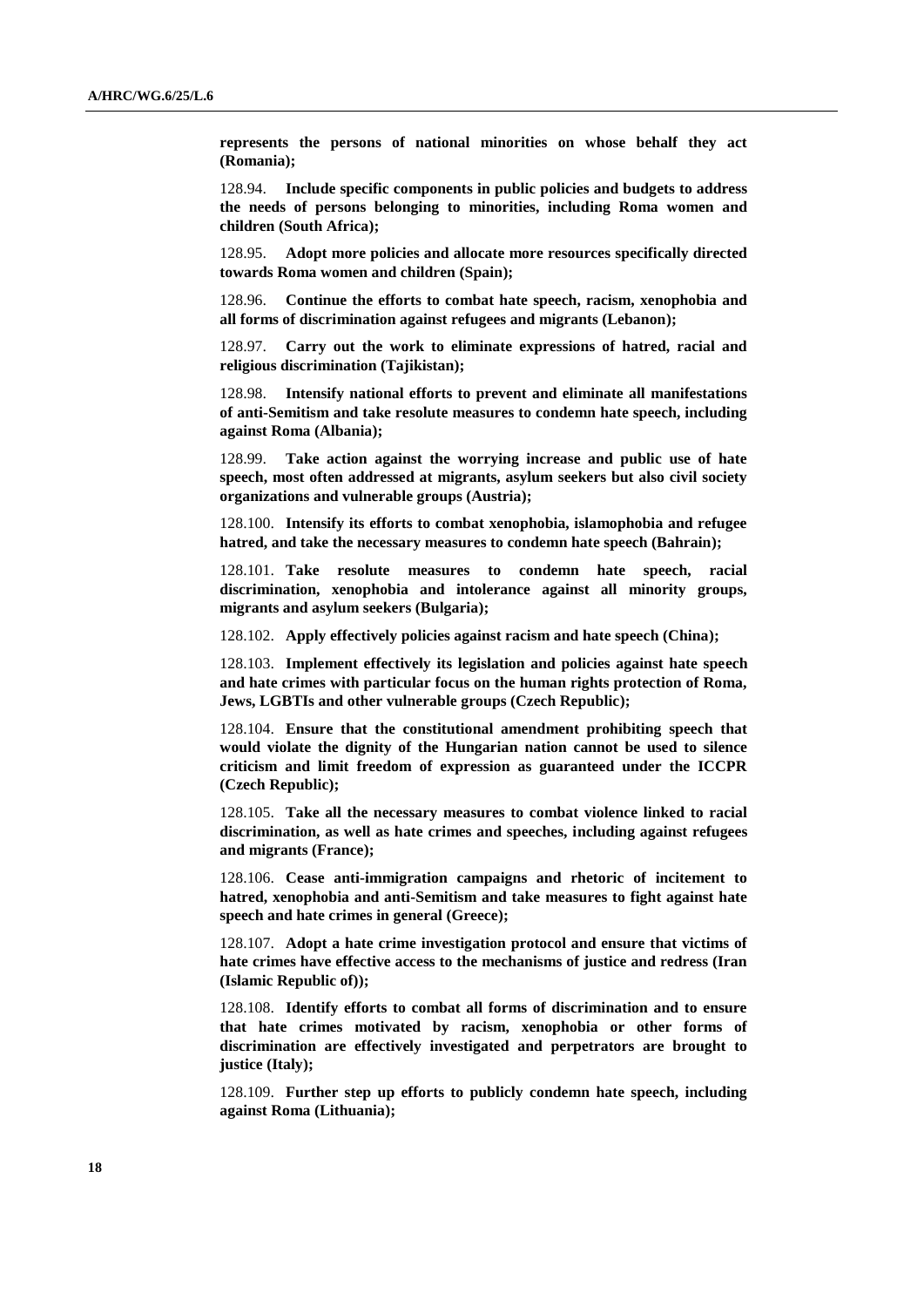**represents the persons of national minorities on whose behalf they act (Romania);**

128.94. **Include specific components in public policies and budgets to address the needs of persons belonging to minorities, including Roma women and children (South Africa);**

128.95. **Adopt more policies and allocate more resources specifically directed towards Roma women and children (Spain);**

128.96. **Continue the efforts to combat hate speech, racism, xenophobia and all forms of discrimination against refugees and migrants (Lebanon);**

128.97. **Carry out the work to eliminate expressions of hatred, racial and religious discrimination (Tajikistan);**

128.98. **Intensify national efforts to prevent and eliminate all manifestations of anti-Semitism and take resolute measures to condemn hate speech, including against Roma (Albania);**

128.99. **Take action against the worrying increase and public use of hate speech, most often addressed at migrants, asylum seekers but also civil society organizations and vulnerable groups (Austria);**

128.100. **Intensify its efforts to combat xenophobia, islamophobia and refugee hatred, and take the necessary measures to condemn hate speech (Bahrain);**

128.101. **Take resolute measures to condemn hate speech, racial discrimination, xenophobia and intolerance against all minority groups, migrants and asylum seekers (Bulgaria);**

128.102. **Apply effectively policies against racism and hate speech (China);**

128.103. **Implement effectively its legislation and policies against hate speech and hate crimes with particular focus on the human rights protection of Roma, Jews, LGBTIs and other vulnerable groups (Czech Republic);**

128.104. **Ensure that the constitutional amendment prohibiting speech that would violate the dignity of the Hungarian nation cannot be used to silence criticism and limit freedom of expression as guaranteed under the ICCPR (Czech Republic);**

128.105. **Take all the necessary measures to combat violence linked to racial discrimination, as well as hate crimes and speeches, including against refugees and migrants (France);**

128.106. **Cease anti-immigration campaigns and rhetoric of incitement to hatred, xenophobia and anti-Semitism and take measures to fight against hate speech and hate crimes in general (Greece);**

128.107. **Adopt a hate crime investigation protocol and ensure that victims of hate crimes have effective access to the mechanisms of justice and redress (Iran (Islamic Republic of));**

128.108. **Identify efforts to combat all forms of discrimination and to ensure that hate crimes motivated by racism, xenophobia or other forms of discrimination are effectively investigated and perpetrators are brought to justice (Italy);**

128.109. **Further step up efforts to publicly condemn hate speech, including against Roma (Lithuania);**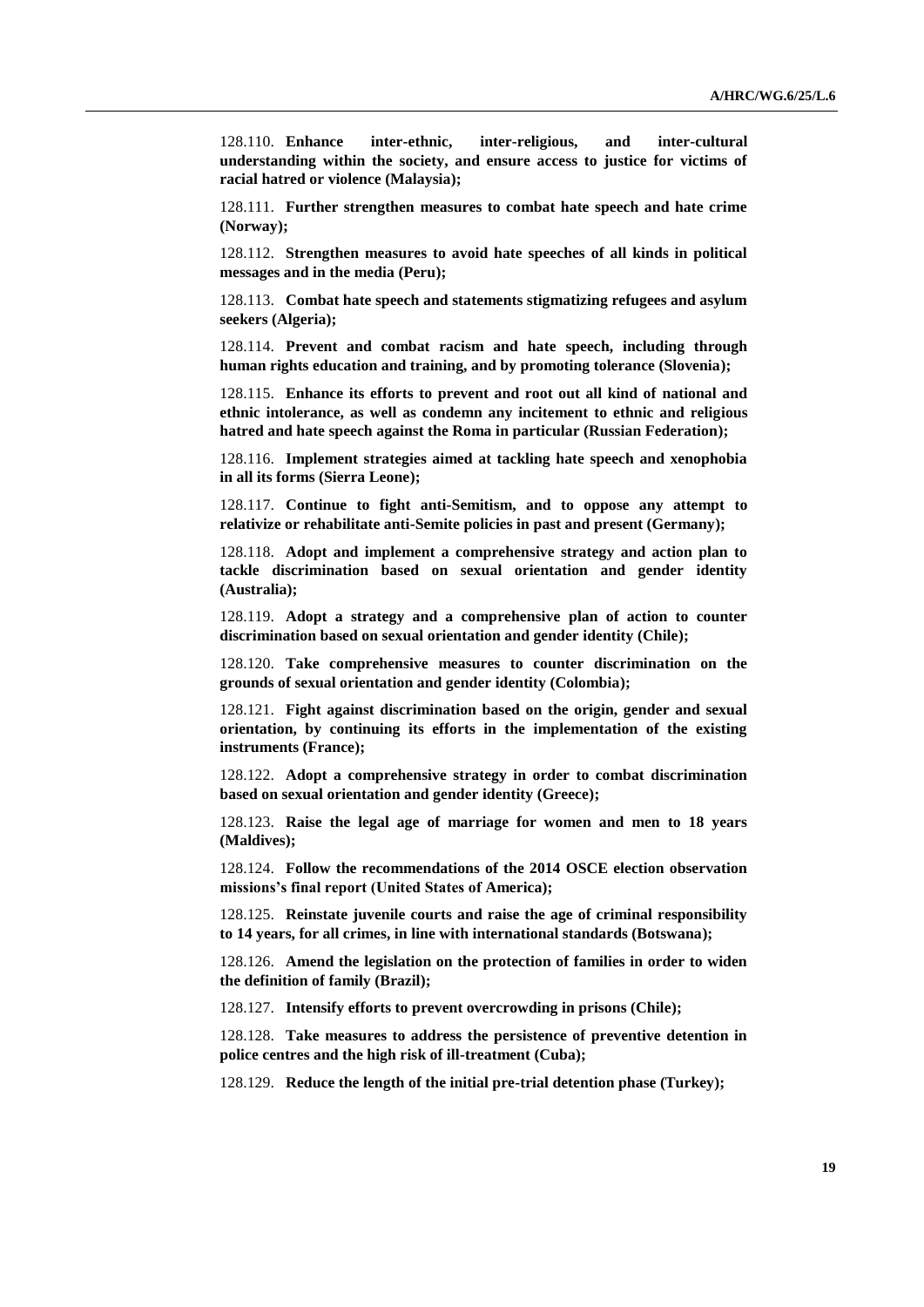128.110. **Enhance inter-ethnic, inter-religious, and inter-cultural understanding within the society, and ensure access to justice for victims of racial hatred or violence (Malaysia);**

128.111. **Further strengthen measures to combat hate speech and hate crime (Norway);**

128.112. **Strengthen measures to avoid hate speeches of all kinds in political messages and in the media (Peru);**

128.113. **Combat hate speech and statements stigmatizing refugees and asylum seekers (Algeria);**

128.114. **Prevent and combat racism and hate speech, including through human rights education and training, and by promoting tolerance (Slovenia);**

128.115. **Enhance its efforts to prevent and root out all kind of national and ethnic intolerance, as well as condemn any incitement to ethnic and religious hatred and hate speech against the Roma in particular (Russian Federation);**

128.116. **Implement strategies aimed at tackling hate speech and xenophobia in all its forms (Sierra Leone);**

128.117. **Continue to fight anti-Semitism, and to oppose any attempt to relativize or rehabilitate anti-Semite policies in past and present (Germany);**

128.118. **Adopt and implement a comprehensive strategy and action plan to tackle discrimination based on sexual orientation and gender identity (Australia);**

128.119. **Adopt a strategy and a comprehensive plan of action to counter discrimination based on sexual orientation and gender identity (Chile);**

128.120. **Take comprehensive measures to counter discrimination on the grounds of sexual orientation and gender identity (Colombia);**

128.121. **Fight against discrimination based on the origin, gender and sexual orientation, by continuing its efforts in the implementation of the existing instruments (France);**

128.122. **Adopt a comprehensive strategy in order to combat discrimination based on sexual orientation and gender identity (Greece);**

128.123. **Raise the legal age of marriage for women and men to 18 years (Maldives);**

128.124. **Follow the recommendations of the 2014 OSCE election observation missions's final report (United States of America);**

128.125. **Reinstate juvenile courts and raise the age of criminal responsibility to 14 years, for all crimes, in line with international standards (Botswana);**

128.126. **Amend the legislation on the protection of families in order to widen the definition of family (Brazil);**

128.127. **Intensify efforts to prevent overcrowding in prisons (Chile);**

128.128. **Take measures to address the persistence of preventive detention in police centres and the high risk of ill-treatment (Cuba);**

128.129. **Reduce the length of the initial pre-trial detention phase (Turkey);**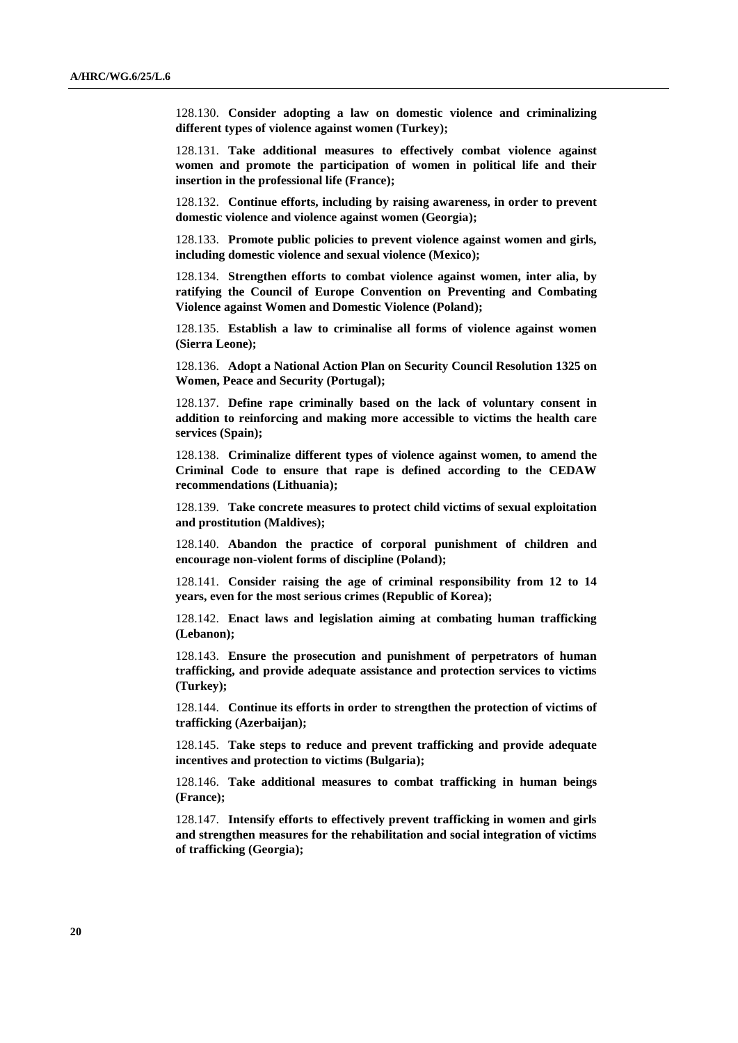128.130. **Consider adopting a law on domestic violence and criminalizing different types of violence against women (Turkey);**

128.131. **Take additional measures to effectively combat violence against women and promote the participation of women in political life and their insertion in the professional life (France);**

128.132. **Continue efforts, including by raising awareness, in order to prevent domestic violence and violence against women (Georgia);**

128.133. **Promote public policies to prevent violence against women and girls, including domestic violence and sexual violence (Mexico);**

128.134. **Strengthen efforts to combat violence against women, inter alia, by ratifying the Council of Europe Convention on Preventing and Combating Violence against Women and Domestic Violence (Poland);**

128.135. **Establish a law to criminalise all forms of violence against women (Sierra Leone);**

128.136. **Adopt a National Action Plan on Security Council Resolution 1325 on Women, Peace and Security (Portugal);**

128.137. **Define rape criminally based on the lack of voluntary consent in addition to reinforcing and making more accessible to victims the health care services (Spain);**

128.138. **Criminalize different types of violence against women, to amend the Criminal Code to ensure that rape is defined according to the CEDAW recommendations (Lithuania);**

128.139. **Take concrete measures to protect child victims of sexual exploitation and prostitution (Maldives);**

128.140. **Abandon the practice of corporal punishment of children and encourage non-violent forms of discipline (Poland);**

128.141. **Consider raising the age of criminal responsibility from 12 to 14 years, even for the most serious crimes (Republic of Korea);**

128.142. **Enact laws and legislation aiming at combating human trafficking (Lebanon);**

128.143. **Ensure the prosecution and punishment of perpetrators of human trafficking, and provide adequate assistance and protection services to victims (Turkey);**

128.144. **Continue its efforts in order to strengthen the protection of victims of trafficking (Azerbaijan);**

128.145. **Take steps to reduce and prevent trafficking and provide adequate incentives and protection to victims (Bulgaria);**

128.146. **Take additional measures to combat trafficking in human beings (France);**

128.147. **Intensify efforts to effectively prevent trafficking in women and girls and strengthen measures for the rehabilitation and social integration of victims of trafficking (Georgia);**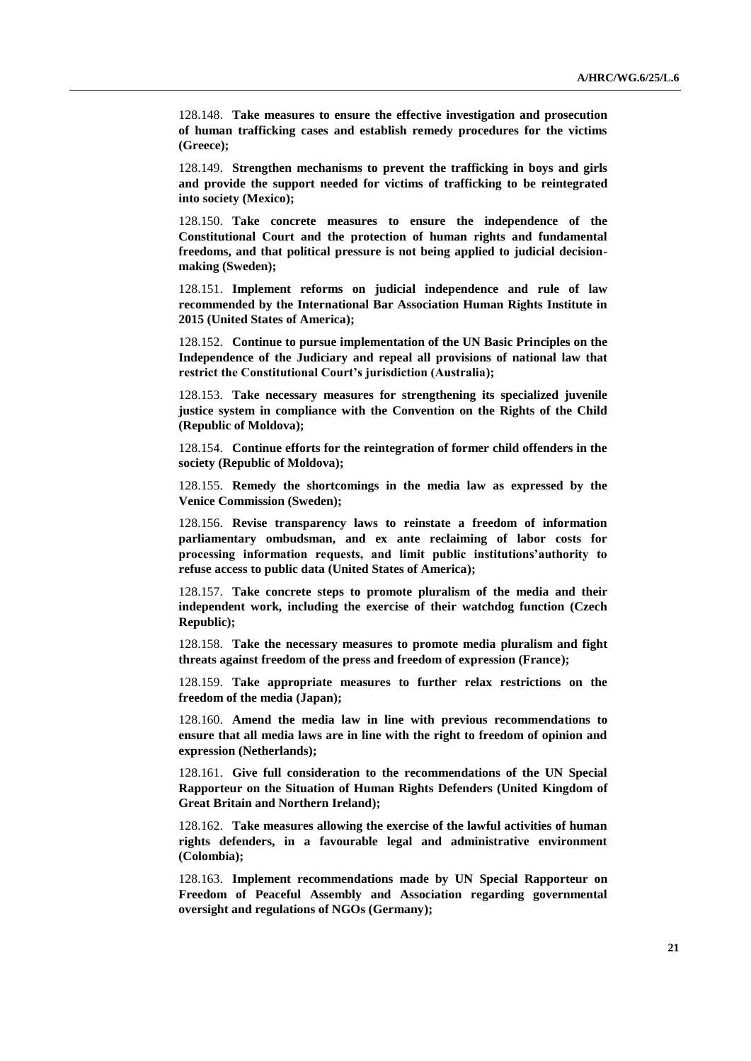128.148. **Take measures to ensure the effective investigation and prosecution of human trafficking cases and establish remedy procedures for the victims (Greece);**

128.149. **Strengthen mechanisms to prevent the trafficking in boys and girls and provide the support needed for victims of trafficking to be reintegrated into society (Mexico);**

128.150. **Take concrete measures to ensure the independence of the Constitutional Court and the protection of human rights and fundamental freedoms, and that political pressure is not being applied to judicial decision-making (Sweden);**

128.151. **Implement reforms on judicial independence and rule of law recommended by the International Bar Association Human Rights Institute in 2015 (United States of America);**

128.152. **Continue to pursue implementation of the UN Basic Principles on the Independence of the Judiciary and repeal all provisions of national law that restrict the Constitutional Court's jurisdiction (Australia);**

128.153. **Take necessary measures for strengthening its specialized juvenile justice system in compliance with the Convention on the Rights of the Child (Republic of Moldova);**

128.154. **Continue efforts for the reintegration of former child offenders in the society (Republic of Moldova);**

128.155. **Remedy the shortcomings in the media law as expressed by the Venice Commission (Sweden);**

128.156. **Revise transparency laws to reinstate a freedom of information parliamentary ombudsman, and ex ante reclaiming of labor costs for processing information requests, and limit public institutions'authority to refuse access to public data (United States of America);**

128.157. **Take concrete steps to promote pluralism of the media and their independent work, including the exercise of their watchdog function (Czech Republic);**

128.158. **Take the necessary measures to promote media pluralism and fight threats against freedom of the press and freedom of expression (France);**

128.159. **Take appropriate measures to further relax restrictions on the freedom of the media (Japan);**

128.160. **Amend the media law in line with previous recommendations to ensure that all media laws are in line with the right to freedom of opinion and expression (Netherlands);**

128.161. **Give full consideration to the recommendations of the UN Special Rapporteur on the Situation of Human Rights Defenders (United Kingdom of Great Britain and Northern Ireland);**

128.162. **Take measures allowing the exercise of the lawful activities of human rights defenders, in a favourable legal and administrative environment (Colombia);**

128.163. **Implement recommendations made by UN Special Rapporteur on Freedom of Peaceful Assembly and Association regarding governmental oversight and regulations of NGOs (Germany);**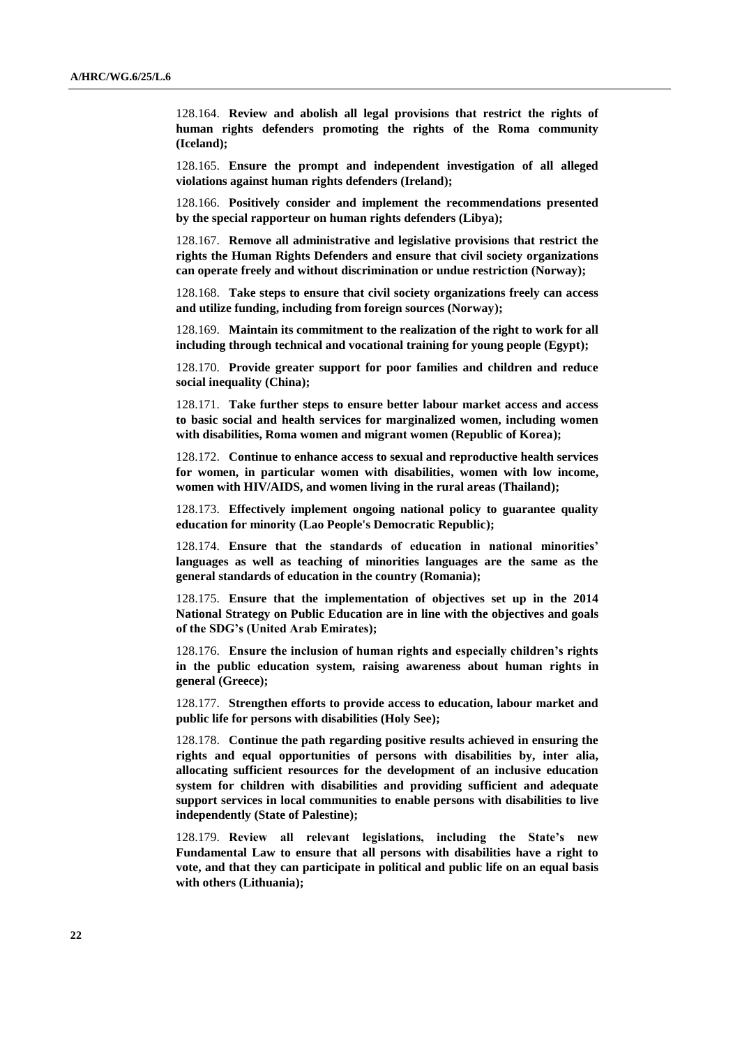128.164. **Review and abolish all legal provisions that restrict the rights of human rights defenders promoting the rights of the Roma community (Iceland);**

128.165. **Ensure the prompt and independent investigation of all alleged violations against human rights defenders (Ireland);**

128.166. **Positively consider and implement the recommendations presented by the special rapporteur on human rights defenders (Libya);**

128.167. **Remove all administrative and legislative provisions that restrict the rights the Human Rights Defenders and ensure that civil society organizations can operate freely and without discrimination or undue restriction (Norway);**

128.168. **Take steps to ensure that civil society organizations freely can access and utilize funding, including from foreign sources (Norway);**

128.169. **Maintain its commitment to the realization of the right to work for all including through technical and vocational training for young people (Egypt);**

128.170. **Provide greater support for poor families and children and reduce social inequality (China);**

128.171. **Take further steps to ensure better labour market access and access to basic social and health services for marginalized women, including women with disabilities, Roma women and migrant women (Republic of Korea);**

128.172. **Continue to enhance access to sexual and reproductive health services for women, in particular women with disabilities, women with low income, women with HIV/AIDS, and women living in the rural areas (Thailand);**

128.173. **Effectively implement ongoing national policy to guarantee quality education for minority (Lao People's Democratic Republic);**

128.174. **Ensure that the standards of education in national minorities' languages as well as teaching of minorities languages are the same as the general standards of education in the country (Romania);**

128.175. **Ensure that the implementation of objectives set up in the 2014 National Strategy on Public Education are in line with the objectives and goals of the SDG's (United Arab Emirates);**

128.176. **Ensure the inclusion of human rights and especially children's rights in the public education system, raising awareness about human rights in general (Greece);**

128.177. **Strengthen efforts to provide access to education, labour market and public life for persons with disabilities (Holy See);**

128.178. **Continue the path regarding positive results achieved in ensuring the rights and equal opportunities of persons with disabilities by, inter alia, allocating sufficient resources for the development of an inclusive education system for children with disabilities and providing sufficient and adequate support services in local communities to enable persons with disabilities to live independently (State of Palestine);**

128.179. **Review all relevant legislations, including the State's new Fundamental Law to ensure that all persons with disabilities have a right to vote, and that they can participate in political and public life on an equal basis with others (Lithuania);**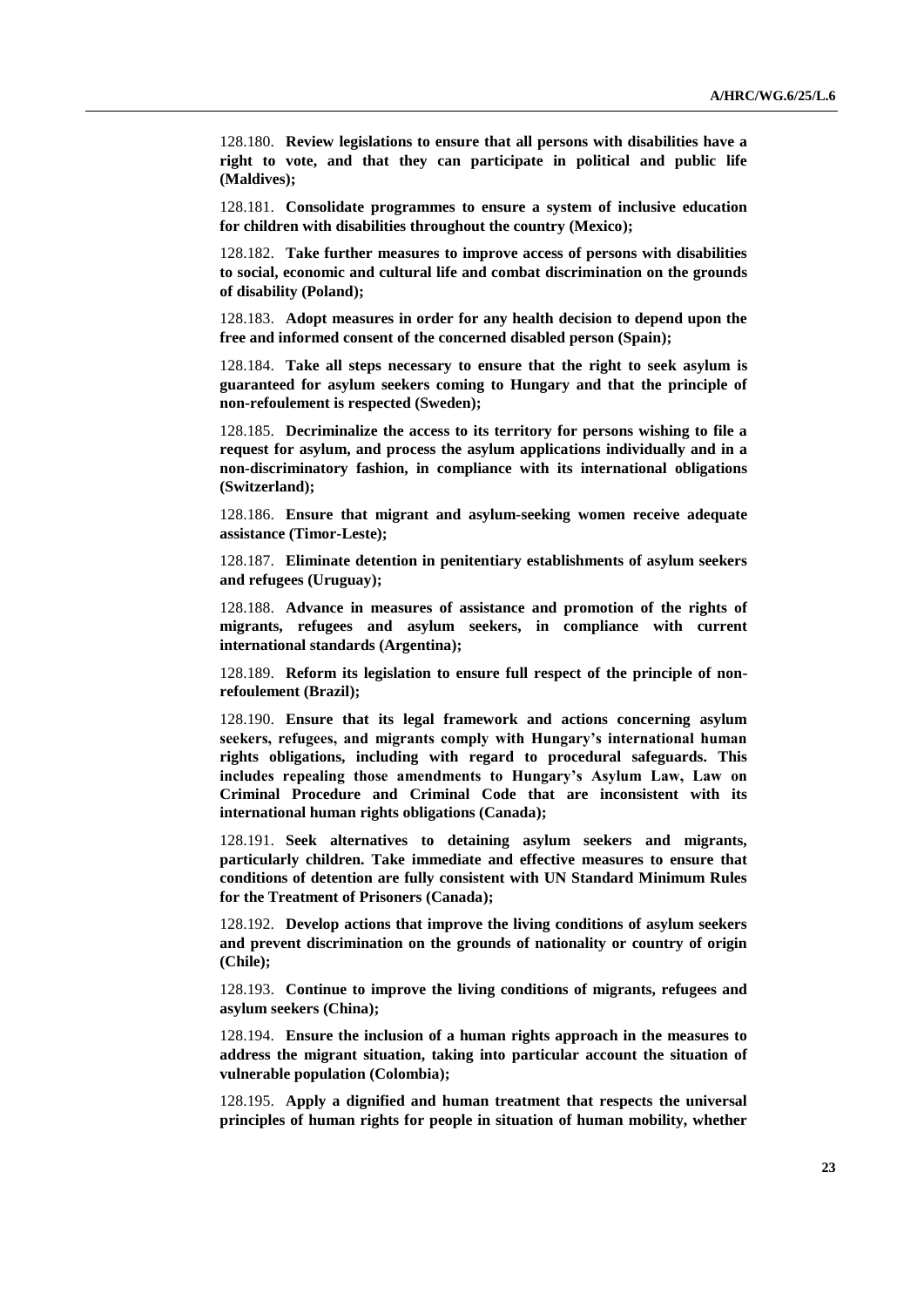128.180. **Review legislations to ensure that all persons with disabilities have a right to vote, and that they can participate in political and public life (Maldives);**

128.181. **Consolidate programmes to ensure a system of inclusive education for children with disabilities throughout the country (Mexico);**

128.182. **Take further measures to improve access of persons with disabilities to social, economic and cultural life and combat discrimination on the grounds of disability (Poland);**

128.183. **Adopt measures in order for any health decision to depend upon the free and informed consent of the concerned disabled person (Spain);**

128.184. **Take all steps necessary to ensure that the right to seek asylum is guaranteed for asylum seekers coming to Hungary and that the principle of non-refoulement is respected (Sweden);**

128.185. **Decriminalize the access to its territory for persons wishing to file a request for asylum, and process the asylum applications individually and in a non-discriminatory fashion, in compliance with its international obligations (Switzerland);**

128.186. **Ensure that migrant and asylum-seeking women receive adequate assistance (Timor-Leste);**

128.187. **Eliminate detention in penitentiary establishments of asylum seekers and refugees (Uruguay);**

128.188. **Advance in measures of assistance and promotion of the rights of migrants, refugees and asylum seekers, in compliance with current international standards (Argentina);**

128.189. **Reform its legislation to ensure full respect of the principle of non-refoulement (Brazil);**

128.190. **Ensure that its legal framework and actions concerning asylum seekers, refugees, and migrants comply with Hungary's international human rights obligations, including with regard to procedural safeguards. This includes repealing those amendments to Hungary's Asylum Law, Law on Criminal Procedure and Criminal Code that are inconsistent with its international human rights obligations (Canada);**

128.191. **Seek alternatives to detaining asylum seekers and migrants, particularly children. Take immediate and effective measures to ensure that conditions of detention are fully consistent with UN Standard Minimum Rules for the Treatment of Prisoners (Canada);**

128.192. **Develop actions that improve the living conditions of asylum seekers and prevent discrimination on the grounds of nationality or country of origin (Chile);**

128.193. **Continue to improve the living conditions of migrants, refugees and asylum seekers (China);**

128.194. **Ensure the inclusion of a human rights approach in the measures to address the migrant situation, taking into particular account the situation of vulnerable population (Colombia);**

128.195. **Apply a dignified and human treatment that respects the universal principles of human rights for people in situation of human mobility, whether**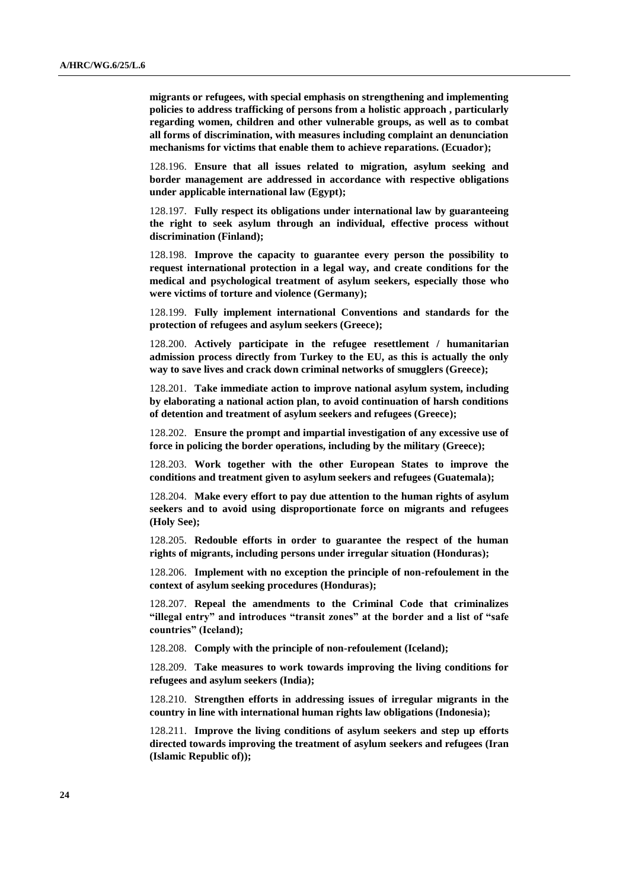**migrants or refugees, with special emphasis on strengthening and implementing policies to address trafficking of persons from a holistic approach , particularly regarding women, children and other vulnerable groups, as well as to combat all forms of discrimination, with measures including complaint an denunciation mechanisms for victims that enable them to achieve reparations. (Ecuador);**

128.196. **Ensure that all issues related to migration, asylum seeking and border management are addressed in accordance with respective obligations under applicable international law (Egypt);**

128.197. **Fully respect its obligations under international law by guaranteeing the right to seek asylum through an individual, effective process without discrimination (Finland);**

128.198. **Improve the capacity to guarantee every person the possibility to request international protection in a legal way, and create conditions for the medical and psychological treatment of asylum seekers, especially those who were victims of torture and violence (Germany);**

128.199. **Fully implement international Conventions and standards for the protection of refugees and asylum seekers (Greece);**

128.200. **Actively participate in the refugee resettlement / humanitarian admission process directly from Turkey to the EU, as this is actually the only way to save lives and crack down criminal networks of smugglers (Greece);**

128.201. **Take immediate action to improve national asylum system, including by elaborating a national action plan, to avoid continuation of harsh conditions of detention and treatment of asylum seekers and refugees (Greece);**

128.202. **Ensure the prompt and impartial investigation of any excessive use of force in policing the border operations, including by the military (Greece);**

128.203. **Work together with the other European States to improve the conditions and treatment given to asylum seekers and refugees (Guatemala);**

128.204. **Make every effort to pay due attention to the human rights of asylum seekers and to avoid using disproportionate force on migrants and refugees (Holy See);**

128.205. **Redouble efforts in order to guarantee the respect of the human rights of migrants, including persons under irregular situation (Honduras);**

128.206. **Implement with no exception the principle of non-refoulement in the context of asylum seeking procedures (Honduras);**

128.207. **Repeal the amendments to the Criminal Code that criminalizes "illegal entry" and introduces "transit zones" at the border and a list of "safe countries" (Iceland);**

128.208. **Comply with the principle of non-refoulement (Iceland);**

128.209. **Take measures to work towards improving the living conditions for refugees and asylum seekers (India);**

128.210. **Strengthen efforts in addressing issues of irregular migrants in the country in line with international human rights law obligations (Indonesia);**

128.211. **Improve the living conditions of asylum seekers and step up efforts directed towards improving the treatment of asylum seekers and refugees (Iran (Islamic Republic of));**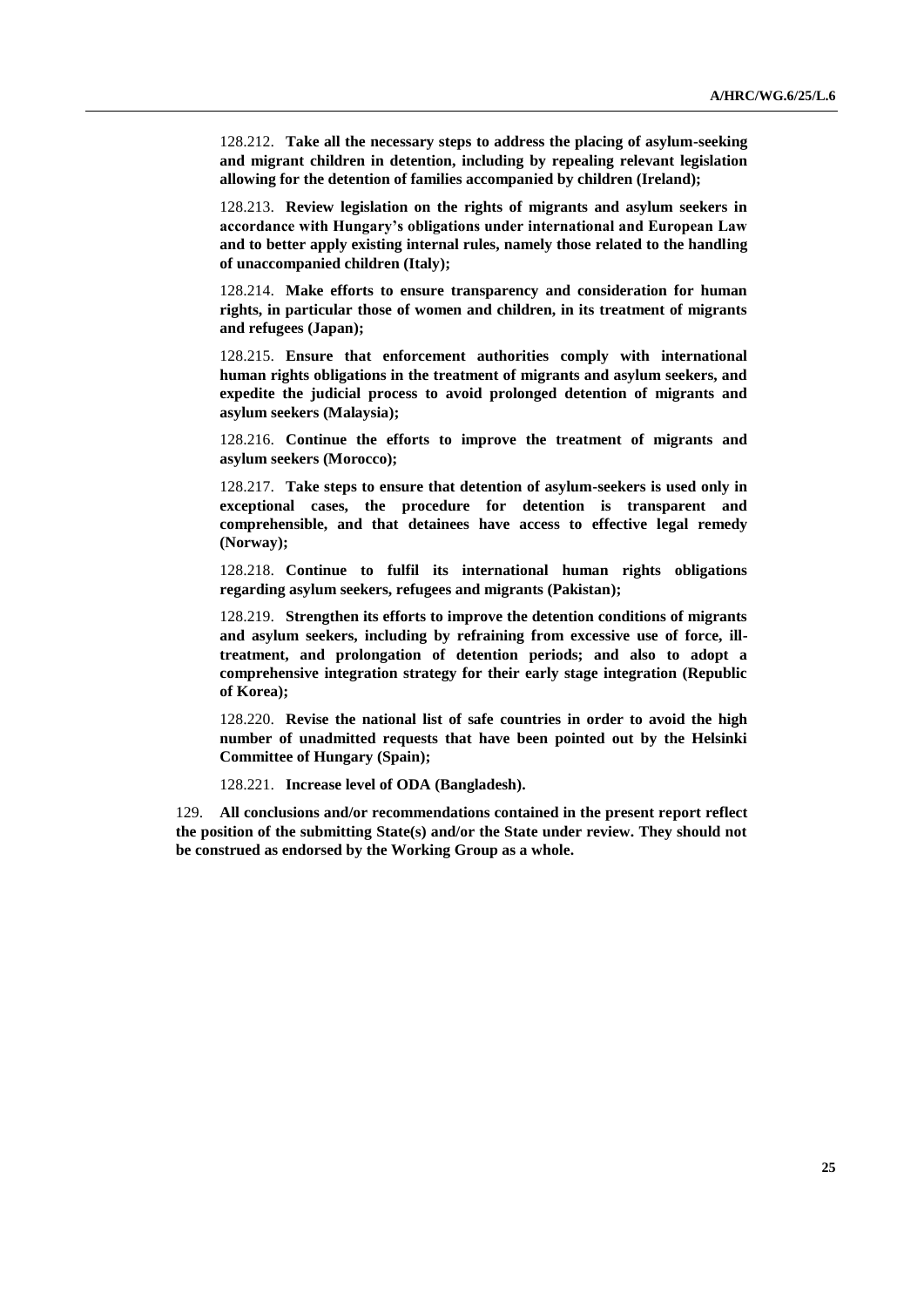128.212. **Take all the necessary steps to address the placing of asylum-seeking and migrant children in detention, including by repealing relevant legislation allowing for the detention of families accompanied by children (Ireland);**

128.213. **Review legislation on the rights of migrants and asylum seekers in accordance with Hungary's obligations under international and European Law and to better apply existing internal rules, namely those related to the handling of unaccompanied children (Italy);**

128.214. **Make efforts to ensure transparency and consideration for human rights, in particular those of women and children, in its treatment of migrants and refugees (Japan);**

128.215. **Ensure that enforcement authorities comply with international human rights obligations in the treatment of migrants and asylum seekers, and expedite the judicial process to avoid prolonged detention of migrants and asylum seekers (Malaysia);**

128.216. **Continue the efforts to improve the treatment of migrants and asylum seekers (Morocco);**

128.217. **Take steps to ensure that detention of asylum-seekers is used only in exceptional cases, the procedure for detention is transparent and comprehensible, and that detainees have access to effective legal remedy (Norway);**

128.218. **Continue to fulfil its international human rights obligations regarding asylum seekers, refugees and migrants (Pakistan);**

128.219. **Strengthen its efforts to improve the detention conditions of migrants and asylum seekers, including by refraining from excessive use of force, ill-treatment, and prolongation of detention periods; and also to adopt a comprehensive integration strategy for their early stage integration (Republic of Korea);**

128.220. **Revise the national list of safe countries in order to avoid the high number of unadmitted requests that have been pointed out by the Helsinki Committee of Hungary (Spain);**

128.221. **Increase level of ODA (Bangladesh).**

129. **All conclusions and/or recommendations contained in the present report reflect the position of the submitting State(s) and/or the State under review. They should not be construed as endorsed by the Working Group as a whole.**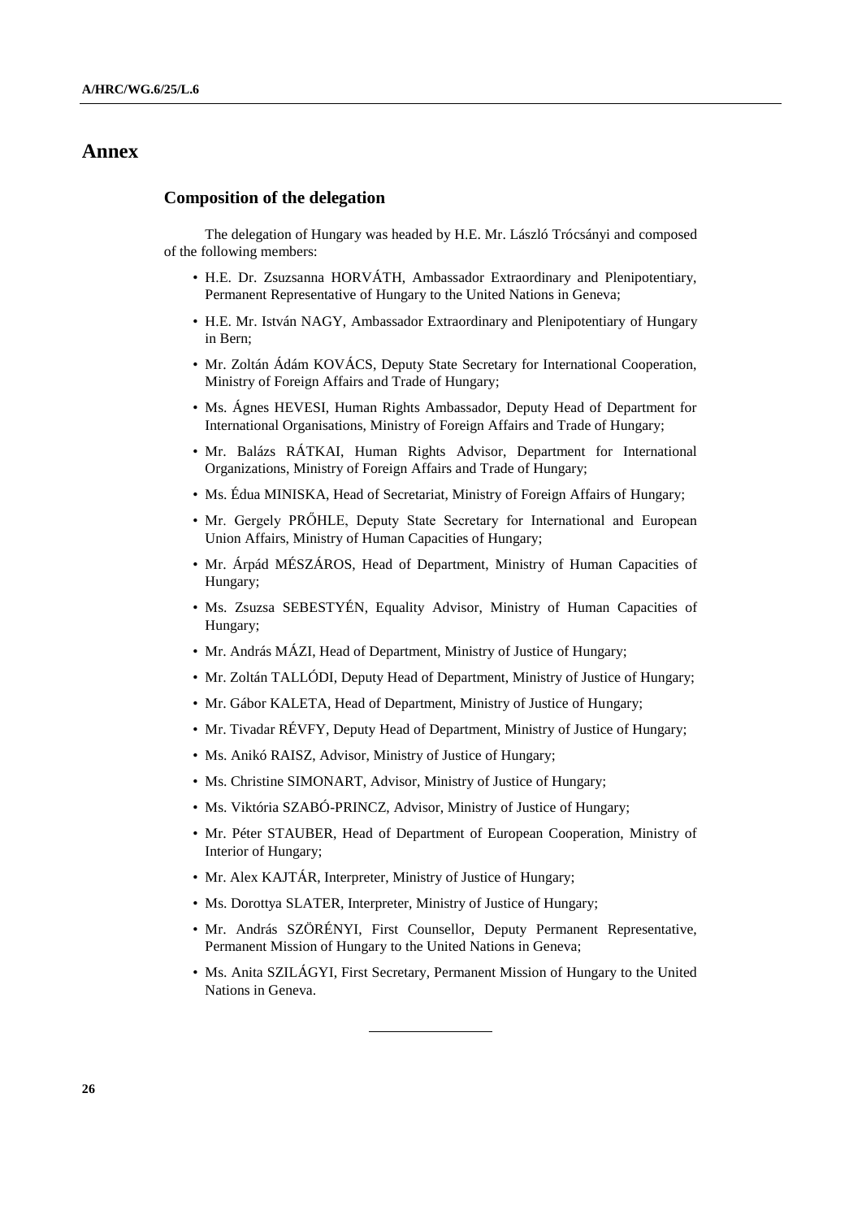# Annex

## Composition of the delegation

The delegation of Hungary was headed by H.E. Mr. László Trócsányi and composed of the following members:

- H.E. Dr. Zsuzsanna HORVÁTH, Ambassador Extraordinary and Plenipotentiary, Permanent Representative of Hungary to the United Nations in Geneva;
- H.E. Mr. István NAGY, Ambassador Extraordinary and Plenipotentiary of Hungary in Bern;
- Mr. Zoltán Ádám KOVÁCS, Deputy State Secretary for International Cooperation, Ministry of Foreign Affairs and Trade of Hungary;
- Ms. Ágnes HEVESI, Human Rights Ambassador, Deputy Head of Department for International Organisations, Ministry of Foreign Affairs and Trade of Hungary;
- Mr. Balázs RÁTKAI, Human Rights Advisor, Department for International Organizations, Ministry of Foreign Affairs and Trade of Hungary;
- Ms. Édua MINISKA, Head of Secretariat, Ministry of Foreign Affairs of Hungary;
- Mr. Gergely PRŐHLE, Deputy State Secretary for International and European Union Affairs, Ministry of Human Capacities of Hungary;
- Mr. Árpád MÉSZÁROS, Head of Department, Ministry of Human Capacities of Hungary;
- Ms. Zsuzsa SEBESTYÉN, Equality Advisor, Ministry of Human Capacities of Hungary;
- Mr. András MÁZI, Head of Department, Ministry of Justice of Hungary;
- Mr. Zoltán TALLÓDI, Deputy Head of Department, Ministry of Justice of Hungary;
- Mr. Gábor KALETA, Head of Department, Ministry of Justice of Hungary;
- Mr. Tivadar RÉVFY, Deputy Head of Department, Ministry of Justice of Hungary;
- Ms. Anikó RAISZ, Advisor, Ministry of Justice of Hungary;
- Ms. Christine SIMONART, Advisor, Ministry of Justice of Hungary;
- Ms. Viktória SZABÓ-PRINCZ, Advisor, Ministry of Justice of Hungary;
- Mr. Péter STAUBER, Head of Department of European Cooperation, Ministry of Interior of Hungary;
- Mr. Alex KAJTÁR, Interpreter, Ministry of Justice of Hungary;
- Ms. Dorottya SLATER, Interpreter, Ministry of Justice of Hungary;
- Mr. András SZÖRÉNYI, First Counsellor, Deputy Permanent Representative, Permanent Mission of Hungary to the United Nations in Geneva;
- Ms. Anita SZILÁGYI, First Secretary, Permanent Mission of Hungary to the United Nations in Geneva.